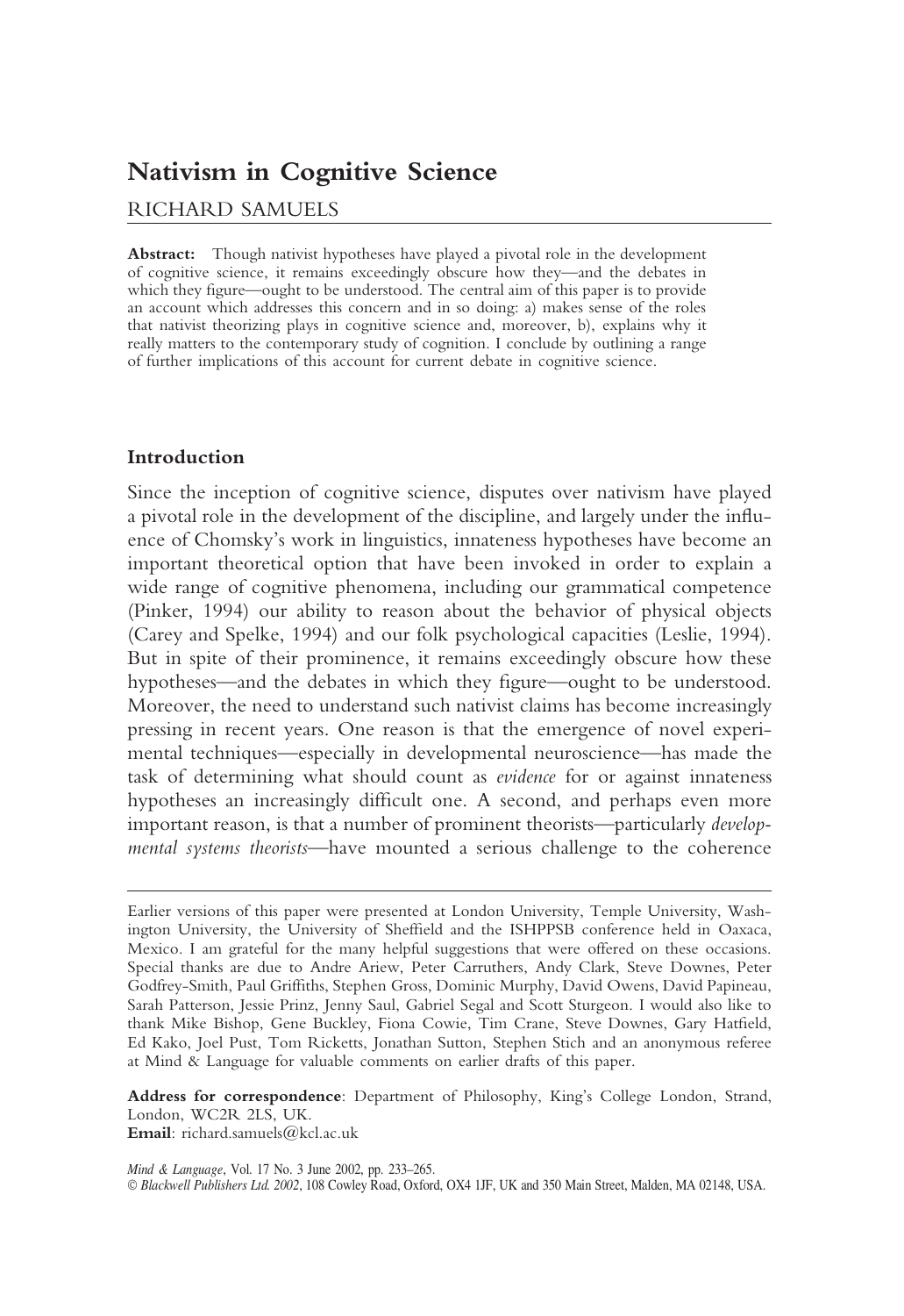# Nativism in Cognitive Science

RICHARD SAMUELS

**Abstract:** Though nativist hypotheses have played a pivotal role in the development of cognitive science, it remains exceedingly obscure how they—and the debates in which they figure—ought to be understood. The central aim of this paper is to provide an account which addresses this concern and in so doing: a) makes sense of the roles that nativist theorizing plays in cognitive science and, moreover, b), explains why it really matters to the contemporary study of cognition. I conclude by outlining a range of further implications of this account for current debate in cognitive science.

## Introduction

Since the inception of cognitive science, disputes over nativism have played a pivotal role in the development of the discipline, and largely under the influence of Chomsky's work in linguistics, innateness hypotheses have become an important theoretical option that have been invoked in order to explain a wide range of cognitive phenomena, including our grammatical competence (Pinker, 1994) our ability to reason about the behavior of physical objects (Carey and Spelke, 1994) and our folk psychological capacities (Leslie, 1994). But in spite of their prominence, it remains exceedingly obscure how these hypotheses—and the debates in which they figure—ought to be understood. Moreover, the need to understand such nativist claims has become increasingly pressing in recent years. One reason is that the emergence of novel experimental techniques—especially in developmental neuroscience—has made the task of determining what should count as *evidence* for or against innateness hypotheses an increasingly difficult one. A second, and perhaps even more important reason, is that a number of prominent theorists—particularly *developmental systems theorists*—have mounted a serious challenge to the coherence

---

Earlier versions of this paper were presented at London University, Temple University, Washington University, the University of Sheffield and the ISHPPSB conference held in Oaxaca, Mexico. I am grateful for the many helpful suggestions that were offered on these occasions. Special thanks are due to Andre Ariew, Peter Carruthers, Andy Clark, Steve Downes, Peter Godfrey-Smith, Paul Griffiths, Stephen Gross, Dominic Murphy, David Owens, David Papineau, Sarah Patterson, Jessie Prinz, Jenny Saul, Gabriel Segal and Scott Sturgeon. I would also like to thank Mike Bishop, Gene Buckley, Fiona Cowie, Tim Crane, Steve Downes, Gary Hatfield, Ed Kako, Joel Pust, Tom Ricketts, Jonathan Sutton, Stephen Stich and an anonymous referee at Mind & Language for valuable comments on earlier drafts of this paper.

**Address for correspondence**: Department of Philosophy, King's College London, Strand, London, WC2R 2LS, UK.
**Email**: richard.samuels@kcl.ac.uk

*Mind & Language*, Vol. 17 No. 3 June 2002, pp. 233–265.
© *Blackwell Publishers Ltd. 2002*, 108 Cowley Road, Oxford, OX4 1JF, UK and 350 Main Street, Malden, MA 02148, USA.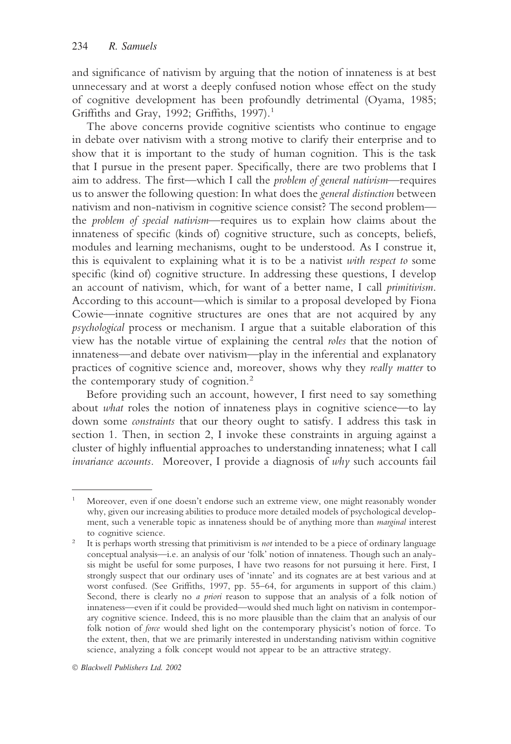and significance of nativism by arguing that the notion of innateness is at best unnecessary and at worst a deeply confused notion whose effect on the study of cognitive development has been profoundly detrimental (Oyama, 1985; Griffiths and Gray, 1992; Griffiths, 1997).[1]

The above concerns provide cognitive scientists who continue to engage in debate over nativism with a strong motive to clarify their enterprise and to show that it is important to the study of human cognition. This is the task that I pursue in the present paper. Specifically, there are two problems that I aim to address. The first—which I call the *problem of general nativism*—requires us to answer the following question: In what does the *general distinction* between nativism and non-nativism in cognitive science consist? The second problem—the *problem of special nativism*—requires us to explain how claims about the innateness of specific (kinds of) cognitive structure, such as concepts, beliefs, modules and learning mechanisms, ought to be understood. As I construe it, this is equivalent to explaining what it is to be a nativist *with respect to* some specific (kind of) cognitive structure. In addressing these questions, I develop an account of nativism, which, for want of a better name, I call *primitivism*. According to this account—which is similar to a proposal developed by Fiona Cowie—innate cognitive structures are ones that are not acquired by any *psychological* process or mechanism. I argue that a suitable elaboration of this view has the notable virtue of explaining the central *roles* that the notion of innateness—and debate over nativism—play in the inferential and explanatory practices of cognitive science and, moreover, shows why they *really matter* to the contemporary study of cognition.[2]

Before providing such an account, however, I first need to say something about *what* roles the notion of innateness plays in cognitive science—to lay down some *constraints* that our theory ought to satisfy. I address this task in section 1. Then, in section 2, I invoke these constraints in arguing against a cluster of highly influential approaches to understanding innateness; what I call *invariance accounts*. Moreover, I provide a diagnosis of *why* such accounts fail

---

[1] Moreover, even if one doesn't endorse such an extreme view, one might reasonably wonder why, given our increasing abilities to produce more detailed models of psychological development, such a venerable topic as innateness should be of anything more than *marginal* interest to cognitive science.

[2] It is perhaps worth stressing that primitivism is *not* intended to be a piece of ordinary language conceptual analysis—i.e. an analysis of our 'folk' notion of innateness. Though such an analysis might be useful for some purposes, I have two reasons for not pursuing it here. First, I strongly suspect that our ordinary uses of 'innate' and its cognates are at best various and at worst confused. (See Griffiths, 1997, pp. 55–64, for arguments in support of this claim.) Second, there is clearly no *a priori* reason to suppose that an analysis of a folk notion of innateness—even if it could be provided—would shed much light on nativism in contemporary cognitive science. Indeed, this is no more plausible than the claim that an analysis of our folk notion of *force* would shed light on the contemporary physicist's notion of force. To the extent, then, that we are primarily interested in understanding nativism within cognitive science, analyzing a folk concept would not appear to be an attractive strategy.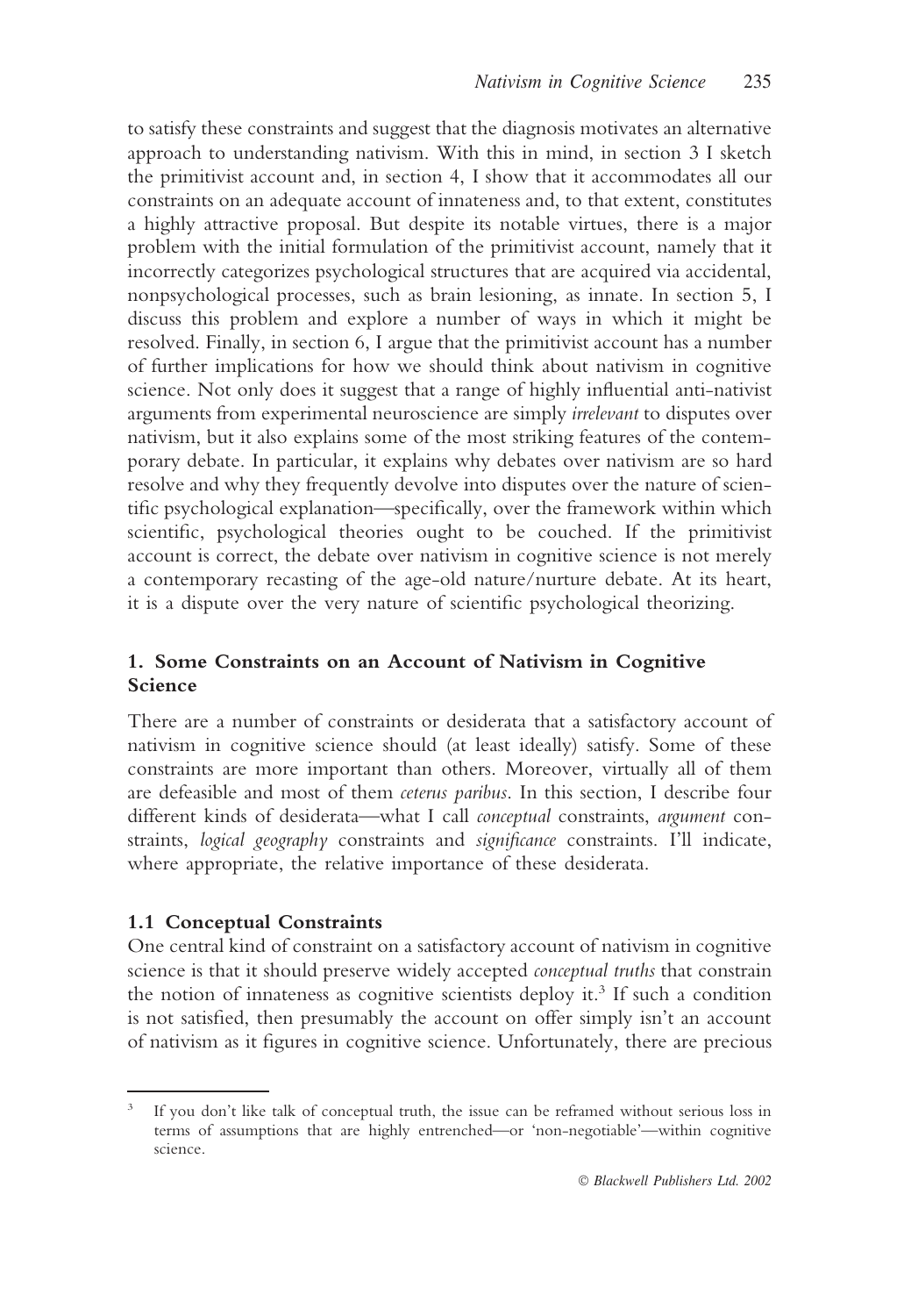to satisfy these constraints and suggest that the diagnosis motivates an alternative approach to understanding nativism. With this in mind, in section 3 I sketch the primitivist account and, in section 4, I show that it accommodates all our constraints on an adequate account of innateness and, to that extent, constitutes a highly attractive proposal. But despite its notable virtues, there is a major problem with the initial formulation of the primitivist account, namely that it incorrectly categorizes psychological structures that are acquired via accidental, nonpsychological processes, such as brain lesioning, as innate. In section 5, I discuss this problem and explore a number of ways in which it might be resolved. Finally, in section 6, I argue that the primitivist account has a number of further implications for how we should think about nativism in cognitive science. Not only does it suggest that a range of highly influential anti-nativist arguments from experimental neuroscience are simply *irrelevant* to disputes over nativism, but it also explains some of the most striking features of the contemporary debate. In particular, it explains why debates over nativism are so hard resolve and why they frequently devolve into disputes over the nature of scientific psychological explanation—specifically, over the framework within which scientific, psychological theories ought to be couched. If the primitivist account is correct, the debate over nativism in cognitive science is not merely a contemporary recasting of the age-old nature/nurture debate. At its heart, it is a dispute over the very nature of scientific psychological theorizing.

## 1. Some Constraints on an Account of Nativism in Cognitive Science

There are a number of constraints or desiderata that a satisfactory account of nativism in cognitive science should (at least ideally) satisfy. Some of these constraints are more important than others. Moreover, virtually all of them are defeasible and most of them *ceterus paribus*. In this section, I describe four different kinds of desiderata—what I call *conceptual* constraints, *argument* constraints, *logical geography* constraints and *significance* constraints. I'll indicate, where appropriate, the relative importance of these desiderata.

### 1.1 Conceptual Constraints

One central kind of constraint on a satisfactory account of nativism in cognitive science is that it should preserve widely accepted *conceptual truths* that constrain the notion of innateness as cognitive scientists deploy it.[3] If such a condition is not satisfied, then presumably the account on offer simply isn't an account of nativism as it figures in cognitive science. Unfortunately, there are precious

[3] If you don't like talk of conceptual truth, the issue can be reframed without serious loss in terms of assumptions that are highly entrenched—or 'non-negotiable'—within cognitive science.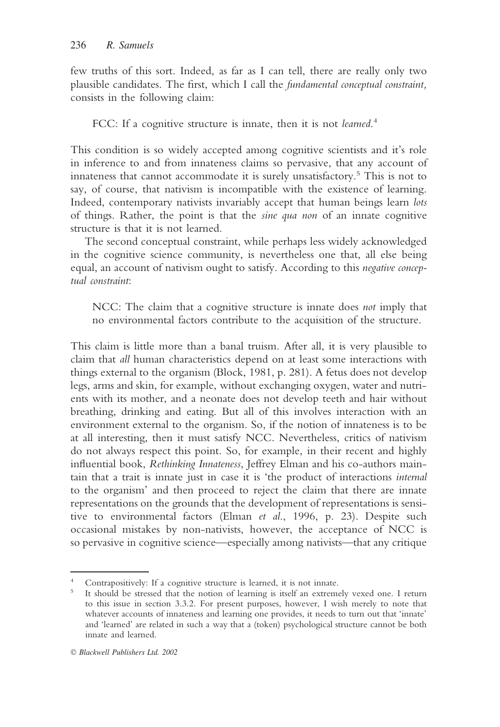few truths of this sort. Indeed, as far as I can tell, there are really only two plausible candidates. The first, which I call the *fundamental conceptual constraint,* consists in the following claim:

> FCC: If a cognitive structure is innate, then it is not *learned*.[4]

This condition is so widely accepted among cognitive scientists and it's role in inference to and from innateness claims so pervasive, that any account of innateness that cannot accommodate it is surely unsatisfactory.[5] This is not to say, of course, that nativism is incompatible with the existence of learning. Indeed, contemporary nativists invariably accept that human beings learn *lots* of things. Rather, the point is that the *sine qua non* of an innate cognitive structure is that it is not learned.

The second conceptual constraint, while perhaps less widely acknowledged in the cognitive science community, is nevertheless one that, all else being equal, an account of nativism ought to satisfy. According to this *negative conceptual constraint*:

> NCC: The claim that a cognitive structure is innate does *not* imply that no environmental factors contribute to the acquisition of the structure.

This claim is little more than a banal truism. After all, it is very plausible to claim that *all* human characteristics depend on at least some interactions with things external to the organism (Block, 1981, p. 281). A fetus does not develop legs, arms and skin, for example, without exchanging oxygen, water and nutrients with its mother, and a neonate does not develop teeth and hair without breathing, drinking and eating. But all of this involves interaction with an environment external to the organism. So, if the notion of innateness is to be at all interesting, then it must satisfy NCC. Nevertheless, critics of nativism do not always respect this point. So, for example, in their recent and highly influential book, *Rethinking Innateness*, Jeffrey Elman and his co-authors maintain that a trait is innate just in case it is 'the product of interactions *internal* to the organism' and then proceed to reject the claim that there are innate representations on the grounds that the development of representations is sensitive to environmental factors (Elman *et al.*, 1996, p. 23). Despite such occasional mistakes by non-nativists, however, the acceptance of NCC is so pervasive in cognitive science—especially among nativists—that any critique

---

[4] Contrapositively: If a cognitive structure is learned, it is not innate.

[5] It should be stressed that the notion of learning is itself an extremely vexed one. I return to this issue in section 3.3.2. For present purposes, however, I wish merely to note that whatever accounts of innateness and learning one provides, it needs to turn out that 'innate' and 'learned' are related in such a way that a (token) psychological structure cannot be both innate and learned.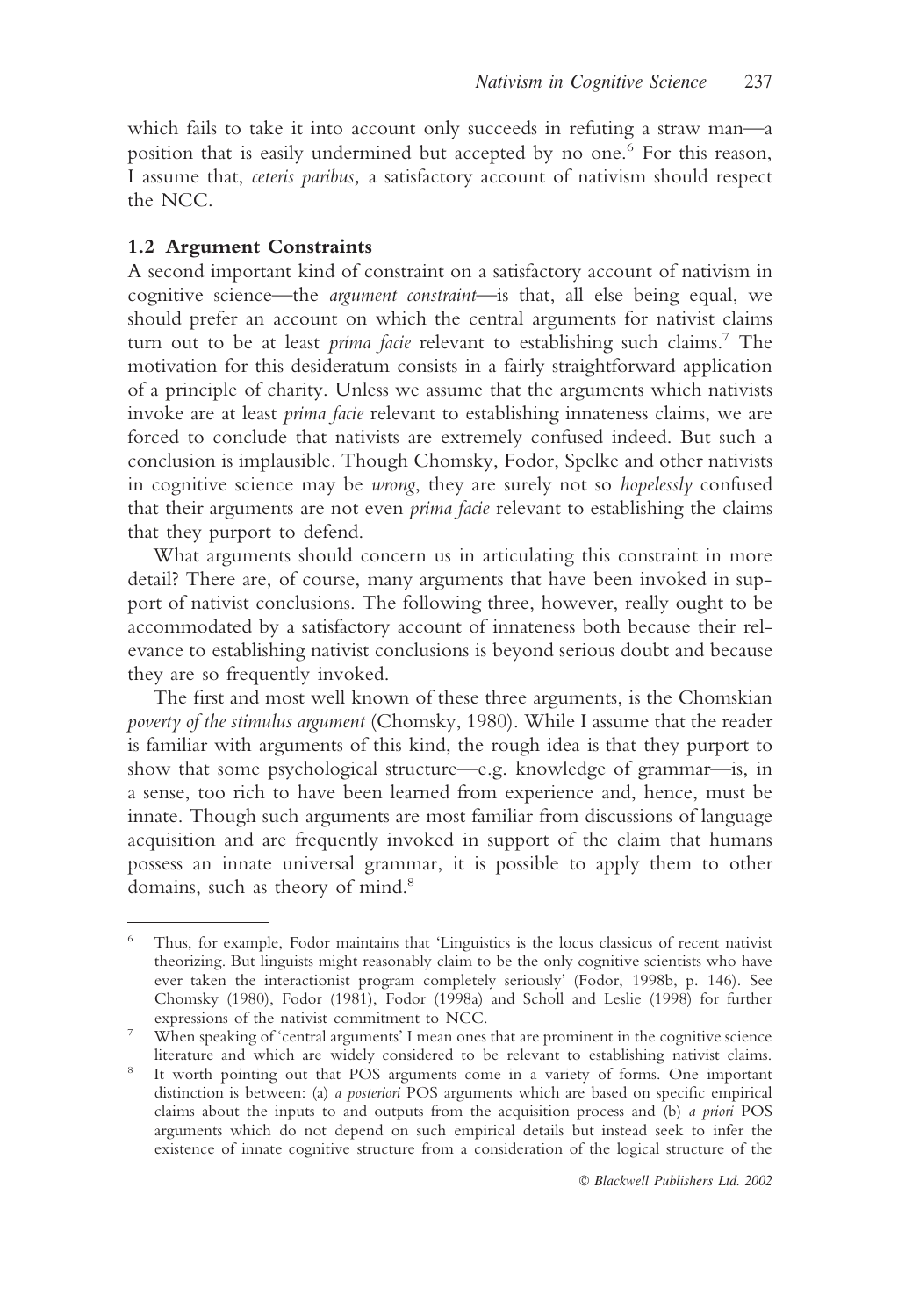which fails to take it into account only succeeds in refuting a straw man—a position that is easily undermined but accepted by no one.[6] For this reason, I assume that, *ceteris paribus,* a satisfactory account of nativism should respect the NCC.

### 1.2 Argument Constraints

A second important kind of constraint on a satisfactory account of nativism in cognitive science—the *argument constraint*—is that, all else being equal, we should prefer an account on which the central arguments for nativist claims turn out to be at least *prima facie* relevant to establishing such claims.[7] The motivation for this desideratum consists in a fairly straightforward application of a principle of charity. Unless we assume that the arguments which nativists invoke are at least *prima facie* relevant to establishing innateness claims, we are forced to conclude that nativists are extremely confused indeed. But such a conclusion is implausible. Though Chomsky, Fodor, Spelke and other nativists in cognitive science may be *wrong*, they are surely not so *hopelessly* confused that their arguments are not even *prima facie* relevant to establishing the claims that they purport to defend.

What arguments should concern us in articulating this constraint in more detail? There are, of course, many arguments that have been invoked in support of nativist conclusions. The following three, however, really ought to be accommodated by a satisfactory account of innateness both because their relevance to establishing nativist conclusions is beyond serious doubt and because they are so frequently invoked.

The first and most well known of these three arguments, is the Chomskian *poverty of the stimulus argument* (Chomsky, 1980). While I assume that the reader is familiar with arguments of this kind, the rough idea is that they purport to show that some psychological structure—e.g. knowledge of grammar—is, in a sense, too rich to have been learned from experience and, hence, must be innate. Though such arguments are most familiar from discussions of language acquisition and are frequently invoked in support of the claim that humans possess an innate universal grammar, it is possible to apply them to other domains, such as theory of mind.[8]

---

[6] Thus, for example, Fodor maintains that 'Linguistics is the locus classicus of recent nativist theorizing. But linguists might reasonably claim to be the only cognitive scientists who have ever taken the interactionist program completely seriously' (Fodor, 1998b, p. 146). See Chomsky (1980), Fodor (1981), Fodor (1998a) and Scholl and Leslie (1998) for further expressions of the nativist commitment to NCC.

[7] When speaking of 'central arguments' I mean ones that are prominent in the cognitive science literature and which are widely considered to be relevant to establishing nativist claims.

[8] It worth pointing out that POS arguments come in a variety of forms. One important distinction is between: (a) *a posteriori* POS arguments which are based on specific empirical claims about the inputs to and outputs from the acquisition process and (b) *a priori* POS arguments which do not depend on such empirical details but instead seek to infer the existence of innate cognitive structure from a consideration of the logical structure of the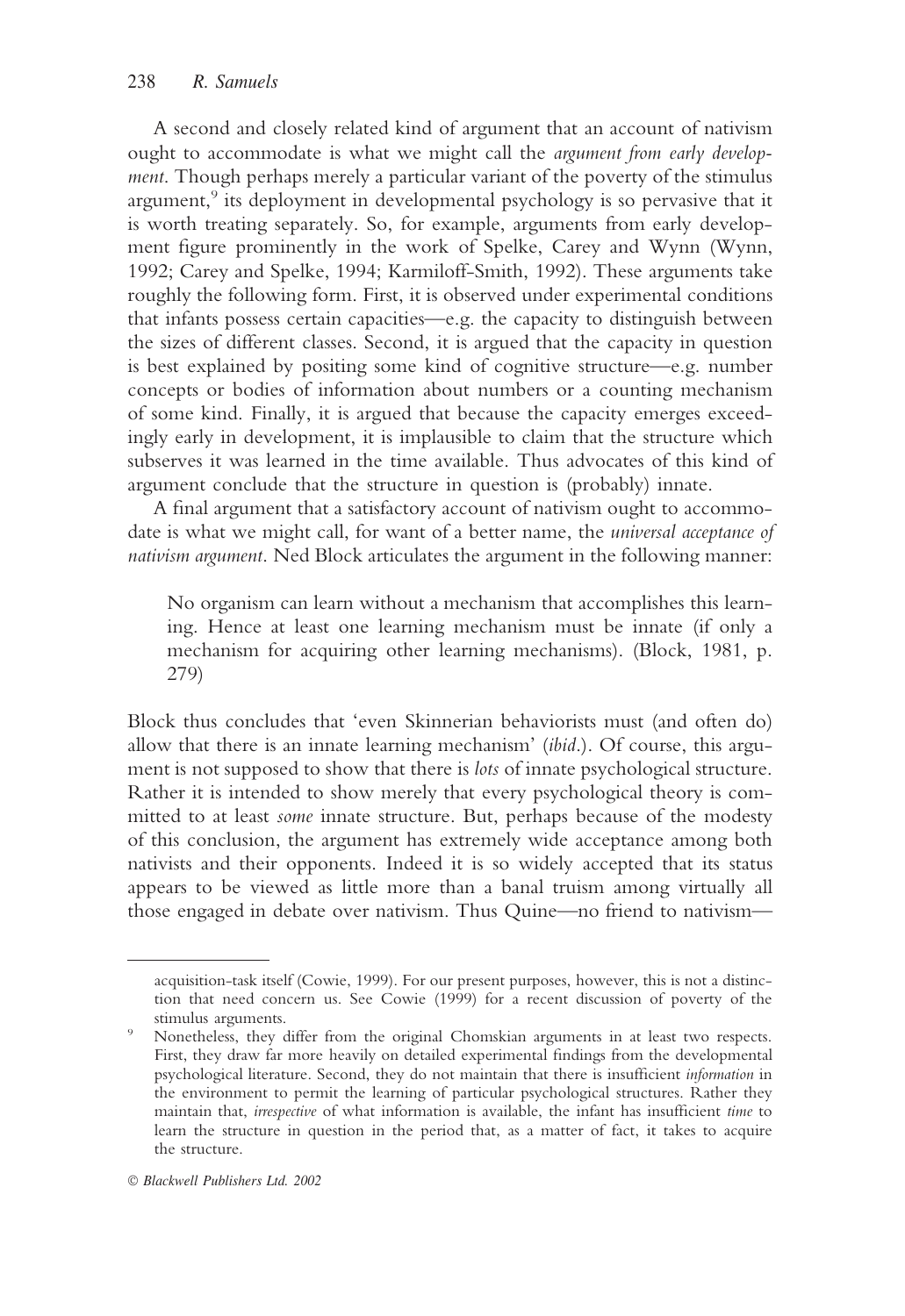A second and closely related kind of argument that an account of nativism ought to accommodate is what we might call the *argument from early development*. Though perhaps merely a particular variant of the poverty of the stimulus argument,[9] its deployment in developmental psychology is so pervasive that it is worth treating separately. So, for example, arguments from early development figure prominently in the work of Spelke, Carey and Wynn (Wynn, 1992; Carey and Spelke, 1994; Karmiloff-Smith, 1992). These arguments take roughly the following form. First, it is observed under experimental conditions that infants possess certain capacities—e.g. the capacity to distinguish between the sizes of different classes. Second, it is argued that the capacity in question is best explained by positing some kind of cognitive structure—e.g. number concepts or bodies of information about numbers or a counting mechanism of some kind. Finally, it is argued that because the capacity emerges exceedingly early in development, it is implausible to claim that the structure which subserves it was learned in the time available. Thus advocates of this kind of argument conclude that the structure in question is (probably) innate.

A final argument that a satisfactory account of nativism ought to accommodate is what we might call, for want of a better name, the *universal acceptance of nativism argument*. Ned Block articulates the argument in the following manner:

> No organism can learn without a mechanism that accomplishes this learning. Hence at least one learning mechanism must be innate (if only a mechanism for acquiring other learning mechanisms). (Block, 1981, p. 279)

Block thus concludes that 'even Skinnerian behaviorists must (and often do) allow that there is an innate learning mechanism' (*ibid*.). Of course, this argument is not supposed to show that there is *lots* of innate psychological structure. Rather it is intended to show merely that every psychological theory is committed to at least *some* innate structure. But, perhaps because of the modesty of this conclusion, the argument has extremely wide acceptance among both nativists and their opponents. Indeed it is so widely accepted that its status appears to be viewed as little more than a banal truism among virtually all those engaged in debate over nativism. Thus Quine—no friend to nativism—

acquisition-task itself (Cowie, 1999). For our present purposes, however, this is not a distinction that need concern us. See Cowie (1999) for a recent discussion of poverty of the stimulus arguments.

[9] Nonetheless, they differ from the original Chomskian arguments in at least two respects. First, they draw far more heavily on detailed experimental findings from the developmental psychological literature. Second, they do not maintain that there is insufficient *information* in the environment to permit the learning of particular psychological structures. Rather they maintain that, *irrespective* of what information is available, the infant has insufficient *time* to learn the structure in question in the period that, as a matter of fact, it takes to acquire the structure.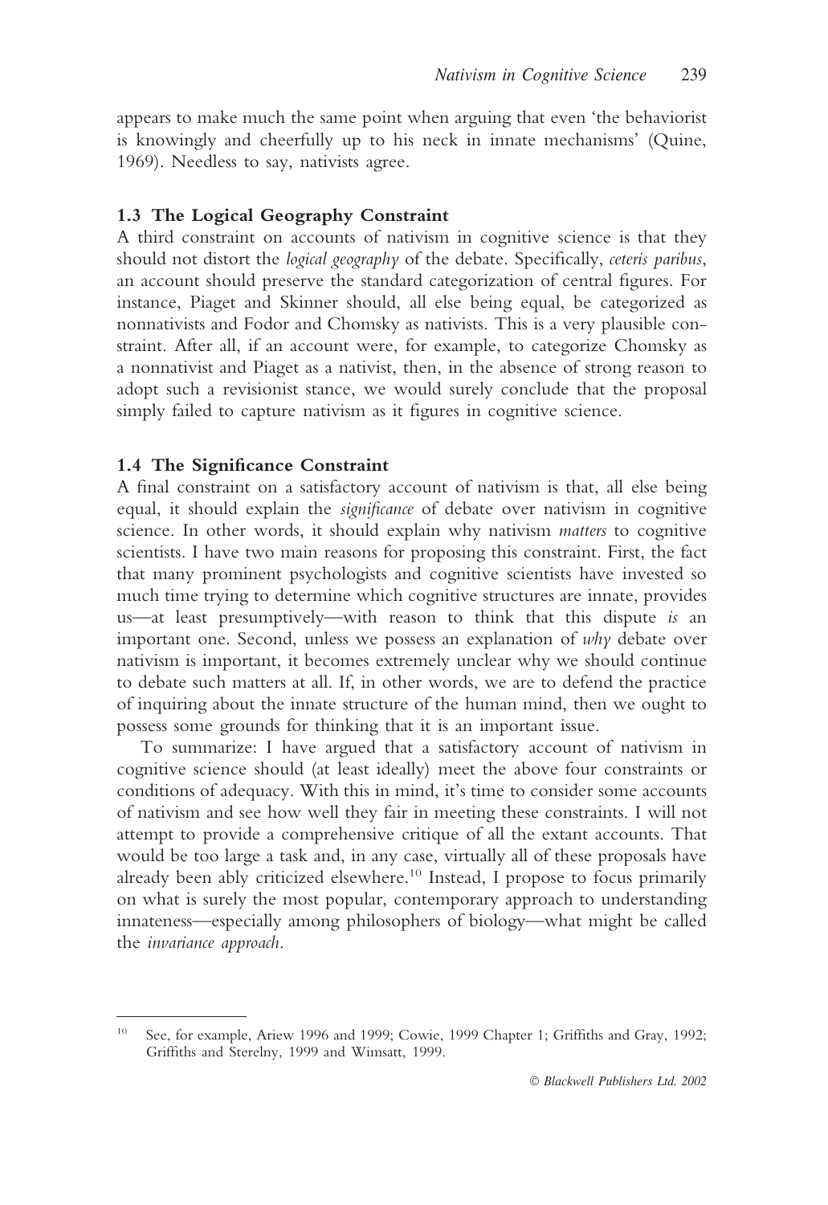appears to make much the same point when arguing that even 'the behaviorist is knowingly and cheerfully up to his neck in innate mechanisms' (Quine, 1969). Needless to say, nativists agree.

### 1.3 The Logical Geography Constraint

A third constraint on accounts of nativism in cognitive science is that they should not distort the *logical geography* of the debate. Specifically, *ceteris paribus*, an account should preserve the standard categorization of central figures. For instance, Piaget and Skinner should, all else being equal, be categorized as nonnativists and Fodor and Chomsky as nativists. This is a very plausible constraint. After all, if an account were, for example, to categorize Chomsky as a nonnativist and Piaget as a nativist, then, in the absence of strong reason to adopt such a revisionist stance, we would surely conclude that the proposal simply failed to capture nativism as it figures in cognitive science.

### 1.4 The Significance Constraint

A final constraint on a satisfactory account of nativism is that, all else being equal, it should explain the *significance* of debate over nativism in cognitive science. In other words, it should explain why nativism *matters* to cognitive scientists. I have two main reasons for proposing this constraint. First, the fact that many prominent psychologists and cognitive scientists have invested so much time trying to determine which cognitive structures are innate, provides us—at least presumptively—with reason to think that this dispute *is* an important one. Second, unless we possess an explanation of *why* debate over nativism is important, it becomes extremely unclear why we should continue to debate such matters at all. If, in other words, we are to defend the practice of inquiring about the innate structure of the human mind, then we ought to possess some grounds for thinking that it is an important issue.

To summarize: I have argued that a satisfactory account of nativism in cognitive science should (at least ideally) meet the above four constraints or conditions of adequacy. With this in mind, it's time to consider some accounts of nativism and see how well they fair in meeting these constraints. I will not attempt to provide a comprehensive critique of all the extant accounts. That would be too large a task and, in any case, virtually all of these proposals have already been ably criticized elsewhere.[10] Instead, I propose to focus primarily on what is surely the most popular, contemporary approach to understanding innateness—especially among philosophers of biology—what might be called the *invariance approach*.

---

[10] See, for example, Ariew 1996 and 1999; Cowie, 1999 Chapter 1; Griffiths and Gray, 1992; Griffiths and Sterelny, 1999 and Wimsatt, 1999.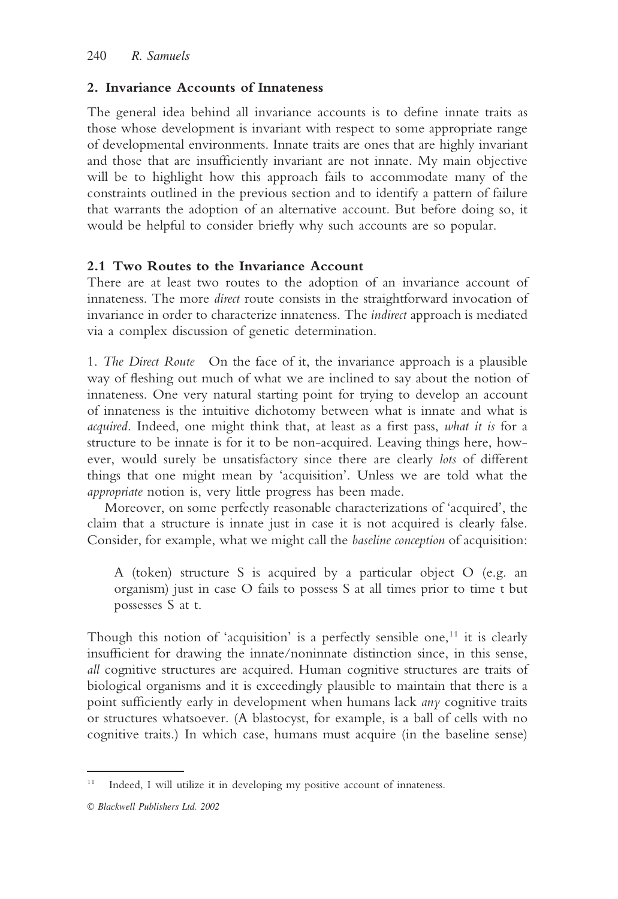## 2. Invariance Accounts of Innateness

The general idea behind all invariance accounts is to define innate traits as those whose development is invariant with respect to some appropriate range of developmental environments. Innate traits are ones that are highly invariant and those that are insufficiently invariant are not innate. My main objective will be to highlight how this approach fails to accommodate many of the constraints outlined in the previous section and to identify a pattern of failure that warrants the adoption of an alternative account. But before doing so, it would be helpful to consider briefly why such accounts are so popular.

### 2.1 Two Routes to the Invariance Account

There are at least two routes to the adoption of an invariance account of innateness. The more *direct* route consists in the straightforward invocation of invariance in order to characterize innateness. The *indirect* approach is mediated via a complex discussion of genetic determination.

1. *The Direct Route* On the face of it, the invariance approach is a plausible way of fleshing out much of what we are inclined to say about the notion of innateness. One very natural starting point for trying to develop an account of innateness is the intuitive dichotomy between what is innate and what is *acquired*. Indeed, one might think that, at least as a first pass, *what it is* for a structure to be innate is for it to be non-acquired. Leaving things here, however, would surely be unsatisfactory since there are clearly *lots* of different things that one might mean by 'acquisition'. Unless we are told what the *appropriate* notion is, very little progress has been made.

Moreover, on some perfectly reasonable characterizations of 'acquired', the claim that a structure is innate just in case it is not acquired is clearly false. Consider, for example, what we might call the *baseline conception* of acquisition:

> A (token) structure S is acquired by a particular object O (e.g. an organism) just in case O fails to possess S at all times prior to time t but possesses S at t.

Though this notion of 'acquisition' is a perfectly sensible one,[11] it is clearly insufficient for drawing the innate/noninnate distinction since, in this sense, *all* cognitive structures are acquired. Human cognitive structures are traits of biological organisms and it is exceedingly plausible to maintain that there is a point sufficiently early in development when humans lack *any* cognitive traits or structures whatsoever. (A blastocyst, for example, is a ball of cells with no cognitive traits.) In which case, humans must acquire (in the baseline sense)

[11] Indeed, I will utilize it in developing my positive account of innateness.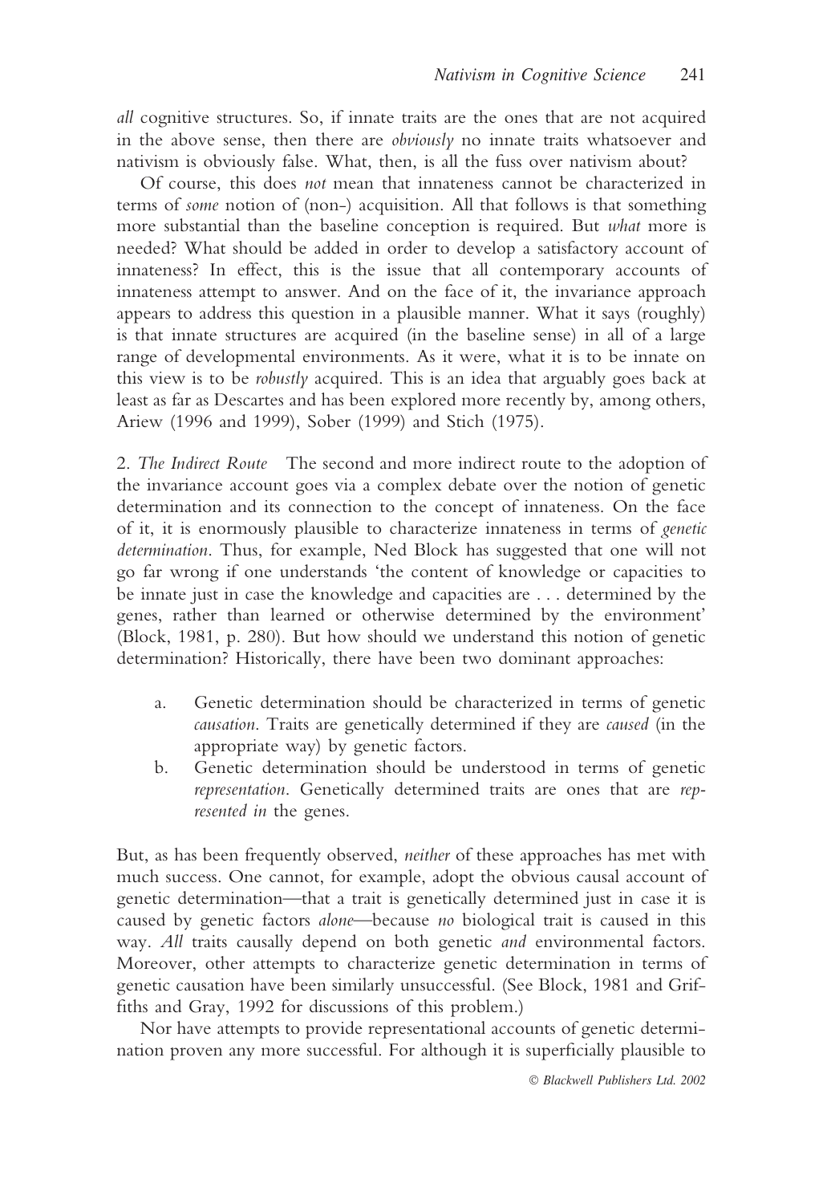*all* cognitive structures. So, if innate traits are the ones that are not acquired in the above sense, then there are *obviously* no innate traits whatsoever and nativism is obviously false. What, then, is all the fuss over nativism about?

Of course, this does *not* mean that innateness cannot be characterized in terms of *some* notion of (non-) acquisition. All that follows is that something more substantial than the baseline conception is required. But *what* more is needed? What should be added in order to develop a satisfactory account of innateness? In effect, this is the issue that all contemporary accounts of innateness attempt to answer. And on the face of it, the invariance approach appears to address this question in a plausible manner. What it says (roughly) is that innate structures are acquired (in the baseline sense) in all of a large range of developmental environments. As it were, what it is to be innate on this view is to be *robustly* acquired. This is an idea that arguably goes back at least as far as Descartes and has been explored more recently by, among others, Ariew (1996 and 1999), Sober (1999) and Stich (1975).

2. *The Indirect Route* The second and more indirect route to the adoption of the invariance account goes via a complex debate over the notion of genetic determination and its connection to the concept of innateness. On the face of it, it is enormously plausible to characterize innateness in terms of *genetic determination*. Thus, for example, Ned Block has suggested that one will not go far wrong if one understands 'the content of knowledge or capacities to be innate just in case the knowledge and capacities are . . . determined by the genes, rather than learned or otherwise determined by the environment' (Block, 1981, p. 280). But how should we understand this notion of genetic determination? Historically, there have been two dominant approaches:

a. Genetic determination should be characterized in terms of genetic *causation*. Traits are genetically determined if they are *caused* (in the appropriate way) by genetic factors.
b. Genetic determination should be understood in terms of genetic *representation*. Genetically determined traits are ones that are *represented in* the genes.

But, as has been frequently observed, *neither* of these approaches has met with much success. One cannot, for example, adopt the obvious causal account of genetic determination—that a trait is genetically determined just in case it is caused by genetic factors *alone*—because *no* biological trait is caused in this way. *All* traits causally depend on both genetic *and* environmental factors. Moreover, other attempts to characterize genetic determination in terms of genetic causation have been similarly unsuccessful. (See Block, 1981 and Griffiths and Gray, 1992 for discussions of this problem.)

Nor have attempts to provide representational accounts of genetic determination proven any more successful. For although it is superficially plausible to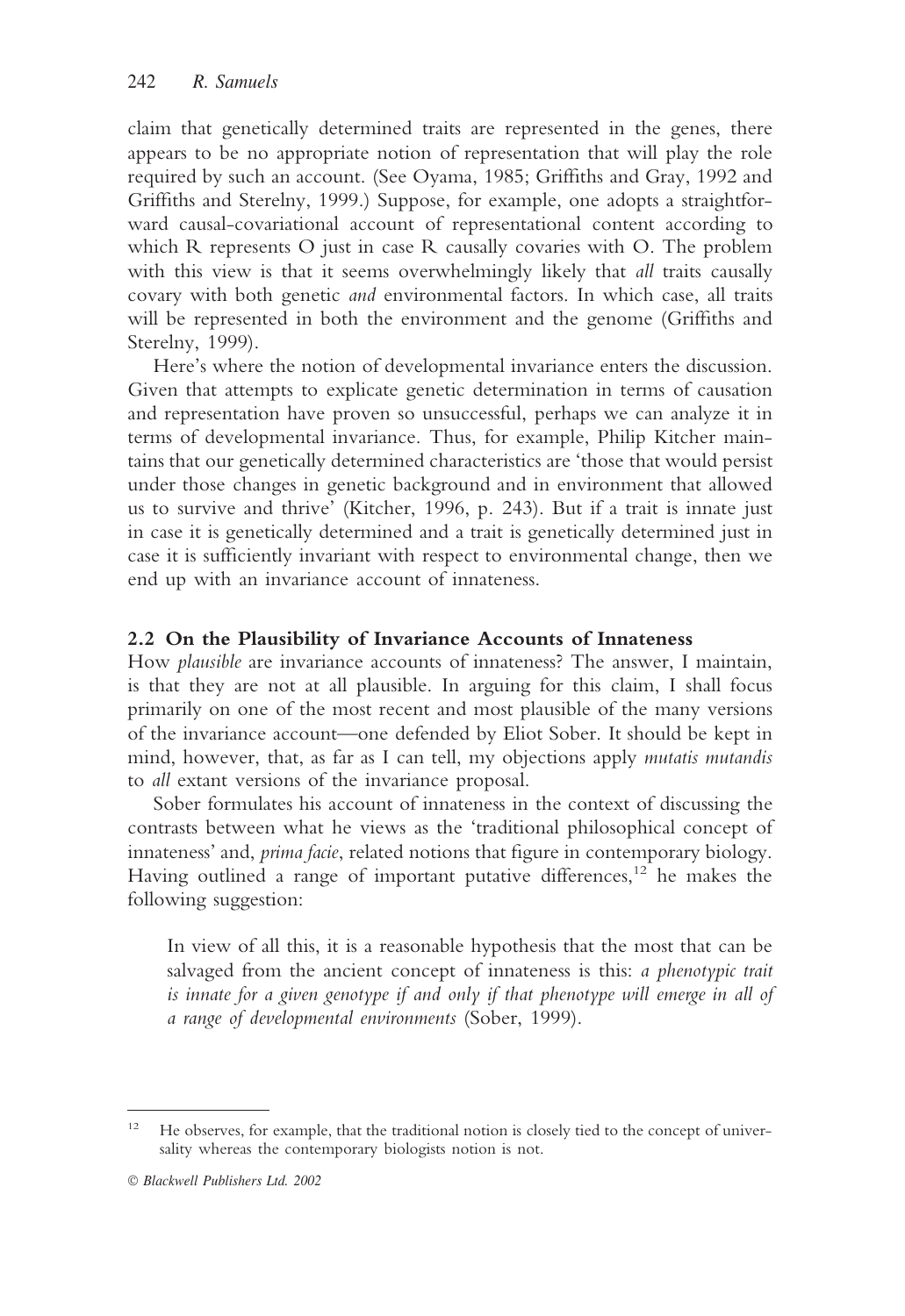claim that genetically determined traits are represented in the genes, there appears to be no appropriate notion of representation that will play the role required by such an account. (See Oyama, 1985; Griffiths and Gray, 1992 and Griffiths and Sterelny, 1999.) Suppose, for example, one adopts a straightforward causal-covariational account of representational content according to which R represents O just in case R causally covaries with O. The problem with this view is that it seems overwhelmingly likely that *all* traits causally covary with both genetic *and* environmental factors. In which case, all traits will be represented in both the environment and the genome (Griffiths and Sterelny, 1999).

Here's where the notion of developmental invariance enters the discussion. Given that attempts to explicate genetic determination in terms of causation and representation have proven so unsuccessful, perhaps we can analyze it in terms of developmental invariance. Thus, for example, Philip Kitcher maintains that our genetically determined characteristics are 'those that would persist under those changes in genetic background and in environment that allowed us to survive and thrive' (Kitcher, 1996, p. 243). But if a trait is innate just in case it is genetically determined and a trait is genetically determined just in case it is sufficiently invariant with respect to environmental change, then we end up with an invariance account of innateness.

### 2.2 On the Plausibility of Invariance Accounts of Innateness

How *plausible* are invariance accounts of innateness? The answer, I maintain, is that they are not at all plausible. In arguing for this claim, I shall focus primarily on one of the most recent and most plausible of the many versions of the invariance account—one defended by Eliot Sober. It should be kept in mind, however, that, as far as I can tell, my objections apply *mutatis mutandis* to *all* extant versions of the invariance proposal.

Sober formulates his account of innateness in the context of discussing the contrasts between what he views as the 'traditional philosophical concept of innateness' and, *prima facie*, related notions that figure in contemporary biology. Having outlined a range of important putative differences,[12] he makes the following suggestion:

> In view of all this, it is a reasonable hypothesis that the most that can be salvaged from the ancient concept of innateness is this: *a phenotypic trait is innate for a given genotype if and only if that phenotype will emerge in all of a range of developmental environments* (Sober, 1999).

---

[12] He observes, for example, that the traditional notion is closely tied to the concept of universality whereas the contemporary biologists notion is not.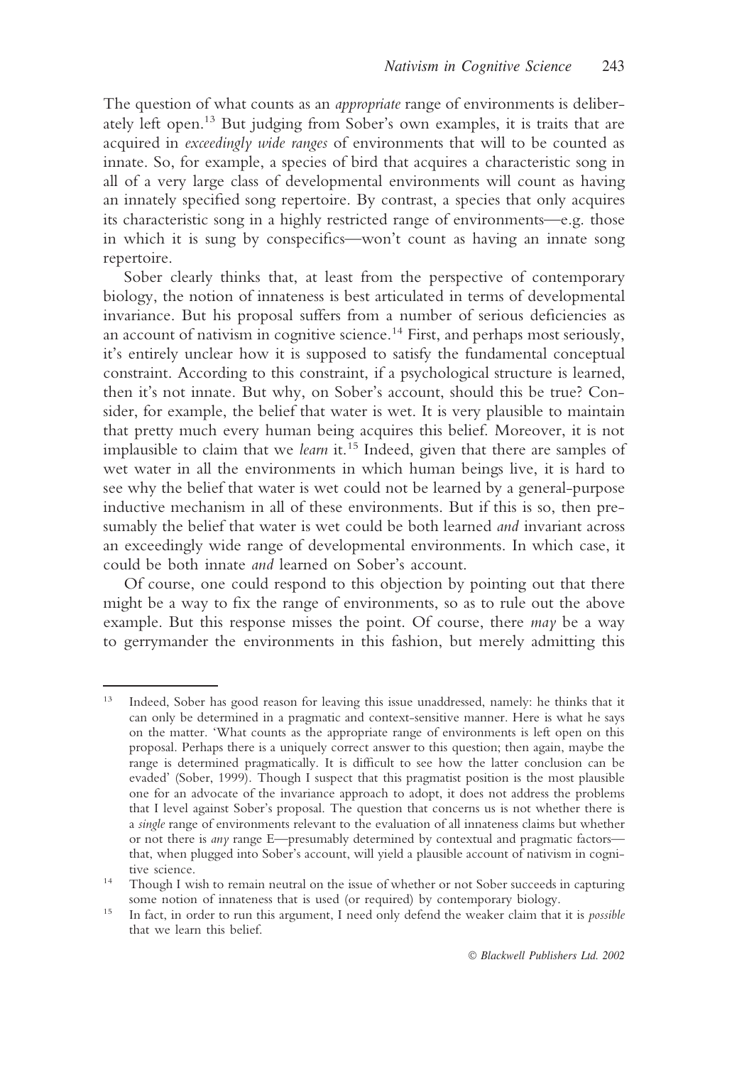The question of what counts as an *appropriate* range of environments is deliberately left open.[13] But judging from Sober's own examples, it is traits that are acquired in *exceedingly wide ranges* of environments that will to be counted as innate. So, for example, a species of bird that acquires a characteristic song in all of a very large class of developmental environments will count as having an innately specified song repertoire. By contrast, a species that only acquires its characteristic song in a highly restricted range of environments—e.g. those in which it is sung by conspecifics—won't count as having an innate song repertoire.

Sober clearly thinks that, at least from the perspective of contemporary biology, the notion of innateness is best articulated in terms of developmental invariance. But his proposal suffers from a number of serious deficiencies as an account of nativism in cognitive science.[14] First, and perhaps most seriously, it's entirely unclear how it is supposed to satisfy the fundamental conceptual constraint. According to this constraint, if a psychological structure is learned, then it's not innate. But why, on Sober's account, should this be true? Consider, for example, the belief that water is wet. It is very plausible to maintain that pretty much every human being acquires this belief. Moreover, it is not implausible to claim that we *learn* it.[15] Indeed, given that there are samples of wet water in all the environments in which human beings live, it is hard to see why the belief that water is wet could not be learned by a general-purpose inductive mechanism in all of these environments. But if this is so, then presumably the belief that water is wet could be both learned *and* invariant across an exceedingly wide range of developmental environments. In which case, it could be both innate *and* learned on Sober's account.

Of course, one could respond to this objection by pointing out that there might be a way to fix the range of environments, so as to rule out the above example. But this response misses the point. Of course, there *may* be a way to gerrymander the environments in this fashion, but merely admitting this

---

[13] Indeed, Sober has good reason for leaving this issue unaddressed, namely: he thinks that it can only be determined in a pragmatic and context-sensitive manner. Here is what he says on the matter. 'What counts as the appropriate range of environments is left open on this proposal. Perhaps there is a uniquely correct answer to this question; then again, maybe the range is determined pragmatically. It is difficult to see how the latter conclusion can be evaded' (Sober, 1999). Though I suspect that this pragmatist position is the most plausible one for an advocate of the invariance approach to adopt, it does not address the problems that I level against Sober's proposal. The question that concerns us is not whether there is a *single* range of environments relevant to the evaluation of all innateness claims but whether or not there is *any* range E—presumably determined by contextual and pragmatic factors—that, when plugged into Sober's account, will yield a plausible account of nativism in cognitive science.

[14] Though I wish to remain neutral on the issue of whether or not Sober succeeds in capturing some notion of innateness that is used (or required) by contemporary biology.

[15] In fact, in order to run this argument, I need only defend the weaker claim that it is *possible* that we learn this belief.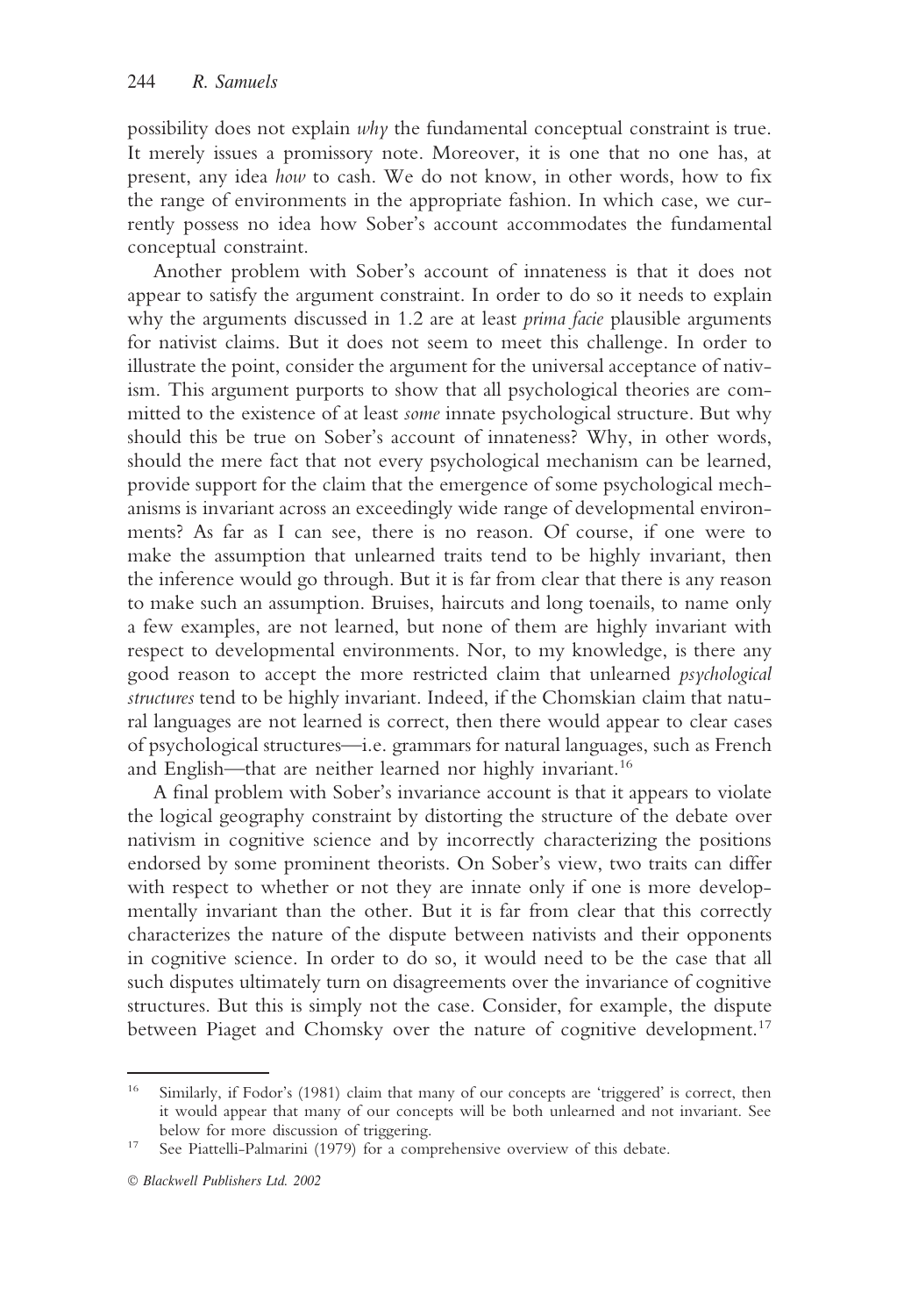possibility does not explain *why* the fundamental conceptual constraint is true. It merely issues a promissory note. Moreover, it is one that no one has, at present, any idea *how* to cash. We do not know, in other words, how to fix the range of environments in the appropriate fashion. In which case, we currently possess no idea how Sober's account accommodates the fundamental conceptual constraint.

Another problem with Sober's account of innateness is that it does not appear to satisfy the argument constraint. In order to do so it needs to explain why the arguments discussed in 1.2 are at least *prima facie* plausible arguments for nativist claims. But it does not seem to meet this challenge. In order to illustrate the point, consider the argument for the universal acceptance of nativism. This argument purports to show that all psychological theories are committed to the existence of at least *some* innate psychological structure. But why should this be true on Sober's account of innateness? Why, in other words, should the mere fact that not every psychological mechanism can be learned, provide support for the claim that the emergence of some psychological mechanisms is invariant across an exceedingly wide range of developmental environments? As far as I can see, there is no reason. Of course, if one were to make the assumption that unlearned traits tend to be highly invariant, then the inference would go through. But it is far from clear that there is any reason to make such an assumption. Bruises, haircuts and long toenails, to name only a few examples, are not learned, but none of them are highly invariant with respect to developmental environments. Nor, to my knowledge, is there any good reason to accept the more restricted claim that unlearned *psychological structures* tend to be highly invariant. Indeed, if the Chomskian claim that natural languages are not learned is correct, then there would appear to clear cases of psychological structures—i.e. grammars for natural languages, such as French and English—that are neither learned nor highly invariant.[16]

A final problem with Sober's invariance account is that it appears to violate the logical geography constraint by distorting the structure of the debate over nativism in cognitive science and by incorrectly characterizing the positions endorsed by some prominent theorists. On Sober's view, two traits can differ with respect to whether or not they are innate only if one is more developmentally invariant than the other. But it is far from clear that this correctly characterizes the nature of the dispute between nativists and their opponents in cognitive science. In order to do so, it would need to be the case that all such disputes ultimately turn on disagreements over the invariance of cognitive structures. But this is simply not the case. Consider, for example, the dispute between Piaget and Chomsky over the nature of cognitive development.[17]

[16] Similarly, if Fodor's (1981) claim that many of our concepts are 'triggered' is correct, then it would appear that many of our concepts will be both unlearned and not invariant. See below for more discussion of triggering.

[17] See Piattelli-Palmarini (1979) for a comprehensive overview of this debate.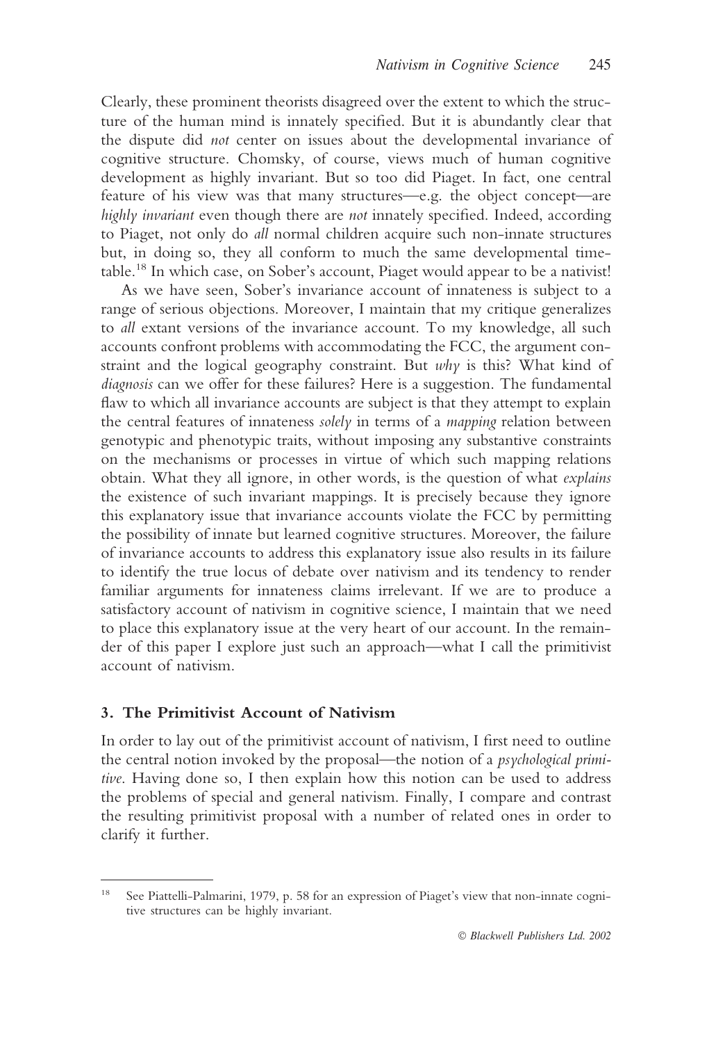Clearly, these prominent theorists disagreed over the extent to which the structure of the human mind is innately specified. But it is abundantly clear that the dispute did *not* center on issues about the developmental invariance of cognitive structure. Chomsky, of course, views much of human cognitive development as highly invariant. But so too did Piaget. In fact, one central feature of his view was that many structures—e.g. the object concept—are *highly invariant* even though there are *not* innately specified. Indeed, according to Piaget, not only do *all* normal children acquire such non-innate structures but, in doing so, they all conform to much the same developmental timetable.[18] In which case, on Sober's account, Piaget would appear to be a nativist!

As we have seen, Sober's invariance account of innateness is subject to a range of serious objections. Moreover, I maintain that my critique generalizes to *all* extant versions of the invariance account. To my knowledge, all such accounts confront problems with accommodating the FCC, the argument constraint and the logical geography constraint. But *why* is this? What kind of *diagnosis* can we offer for these failures? Here is a suggestion. The fundamental flaw to which all invariance accounts are subject is that they attempt to explain the central features of innateness *solely* in terms of a *mapping* relation between genotypic and phenotypic traits, without imposing any substantive constraints on the mechanisms or processes in virtue of which such mapping relations obtain. What they all ignore, in other words, is the question of what *explains* the existence of such invariant mappings. It is precisely because they ignore this explanatory issue that invariance accounts violate the FCC by permitting the possibility of innate but learned cognitive structures. Moreover, the failure of invariance accounts to address this explanatory issue also results in its failure to identify the true locus of debate over nativism and its tendency to render familiar arguments for innateness claims irrelevant. If we are to produce a satisfactory account of nativism in cognitive science, I maintain that we need to place this explanatory issue at the very heart of our account. In the remainder of this paper I explore just such an approach—what I call the primitivist account of nativism.

## 3. The Primitivist Account of Nativism

In order to lay out of the primitivist account of nativism, I first need to outline the central notion invoked by the proposal—the notion of a *psychological primitive*. Having done so, I then explain how this notion can be used to address the problems of special and general nativism. Finally, I compare and contrast the resulting primitivist proposal with a number of related ones in order to clarify it further.

---

[18] See Piattelli-Palmarini, 1979, p. 58 for an expression of Piaget's view that non-innate cognitive structures can be highly invariant.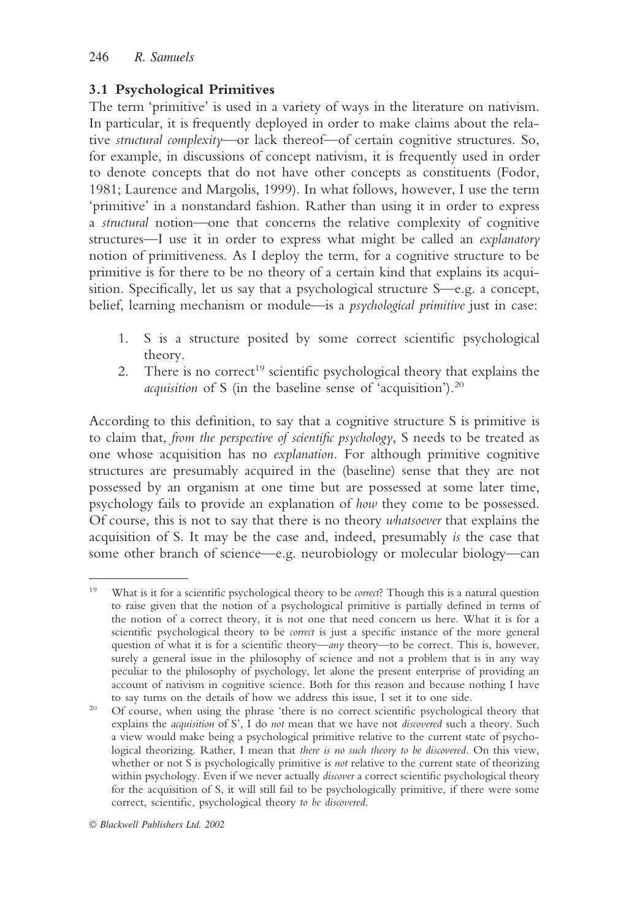### 3.1 Psychological Primitives

The term 'primitive' is used in a variety of ways in the literature on nativism. In particular, it is frequently deployed in order to make claims about the relative *structural complexity*—or lack thereof—of certain cognitive structures. So, for example, in discussions of concept nativism, it is frequently used in order to denote concepts that do not have other concepts as constituents (Fodor, 1981; Laurence and Margolis, 1999). In what follows, however, I use the term 'primitive' in a nonstandard fashion. Rather than using it in order to express a *structural* notion—one that concerns the relative complexity of cognitive structures—I use it in order to express what might be called an *explanatory* notion of primitiveness. As I deploy the term, for a cognitive structure to be primitive is for there to be no theory of a certain kind that explains its acquisition. Specifically, let us say that a psychological structure S—e.g. a concept, belief, learning mechanism or module—is a *psychological primitive* just in case:

1. S is a structure posited by some correct scientific psychological theory.
2. There is no correct[19] scientific psychological theory that explains the *acquisition* of S (in the baseline sense of 'acquisition').[20]

According to this definition, to say that a cognitive structure S is primitive is to claim that, *from the perspective of scientific psychology*, S needs to be treated as one whose acquisition has no *explanation*. For although primitive cognitive structures are presumably acquired in the (baseline) sense that they are not possessed by an organism at one time but are possessed at some later time, psychology fails to provide an explanation of *how* they come to be possessed. Of course, this is not to say that there is no theory *whatsoever* that explains the acquisition of S. It may be the case and, indeed, presumably *is* the case that some other branch of science—e.g. neurobiology or molecular biology—can

[19] What is it for a scientific psychological theory to be *correct*? Though this is a natural question to raise given that the notion of a psychological primitive is partially defined in terms of the notion of a correct theory, it is not one that need concern us here. What it is for a scientific psychological theory to be *correct* is just a specific instance of the more general question of what it is for a scientific theory—*any* theory—to be correct. This is, however, surely a general issue in the philosophy of science and not a problem that is in any way peculiar to the philosophy of psychology, let alone the present enterprise of providing an account of nativism in cognitive science. Both for this reason and because nothing I have to say turns on the details of how we address this issue, I set it to one side.

[20] Of course, when using the phrase 'there is no correct scientific psychological theory that explains the *acquisition* of S', I do *not* mean that we have not *discovered* such a theory. Such a view would make being a psychological primitive relative to the current state of psychological theorizing. Rather, I mean that *there is no such theory to be discovered*. On this view, whether or not S is psychologically primitive is *not* relative to the current state of theorizing within psychology. Even if we never actually *discover* a correct scientific psychological theory for the acquisition of S, it will still fail to be psychologically primitive, if there were some correct, scientific, psychological theory *to be discovered*.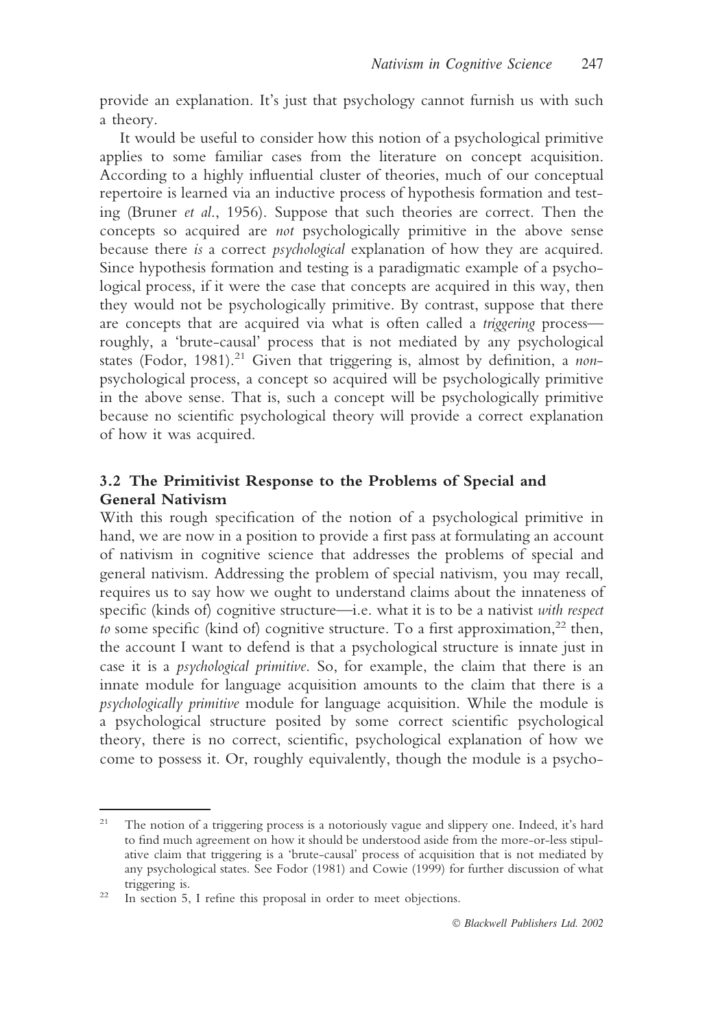provide an explanation. It's just that psychology cannot furnish us with such a theory.

It would be useful to consider how this notion of a psychological primitive applies to some familiar cases from the literature on concept acquisition. According to a highly influential cluster of theories, much of our conceptual repertoire is learned via an inductive process of hypothesis formation and testing (Bruner *et al.*, 1956). Suppose that such theories are correct. Then the concepts so acquired are *not* psychologically primitive in the above sense because there *is* a correct *psychological* explanation of how they are acquired. Since hypothesis formation and testing is a paradigmatic example of a psychological process, if it were the case that concepts are acquired in this way, then they would not be psychologically primitive. By contrast, suppose that there are concepts that are acquired via what is often called a *triggering* process—roughly, a 'brute-causal' process that is not mediated by any psychological states (Fodor, 1981).[21] Given that triggering is, almost by definition, a *non*-psychological process, a concept so acquired will be psychologically primitive in the above sense. That is, such a concept will be psychologically primitive because no scientific psychological theory will provide a correct explanation of how it was acquired.

### 3.2 The Primitivist Response to the Problems of Special and General Nativism

With this rough specification of the notion of a psychological primitive in hand, we are now in a position to provide a first pass at formulating an account of nativism in cognitive science that addresses the problems of special and general nativism. Addressing the problem of special nativism, you may recall, requires us to say how we ought to understand claims about the innateness of specific (kinds of) cognitive structure—i.e. what it is to be a nativist *with respect to* some specific (kind of) cognitive structure. To a first approximation,[22] then, the account I want to defend is that a psychological structure is innate just in case it is a *psychological primitive*. So, for example, the claim that there is an innate module for language acquisition amounts to the claim that there is a *psychologically primitive* module for language acquisition. While the module is a psychological structure posited by some correct scientific psychological theory, there is no correct, scientific, psychological explanation of how we come to possess it. Or, roughly equivalently, though the module is a psycho-

[21] The notion of a triggering process is a notoriously vague and slippery one. Indeed, it's hard to find much agreement on how it should be understood aside from the more-or-less stipulative claim that triggering is a 'brute-causal' process of acquisition that is not mediated by any psychological states. See Fodor (1981) and Cowie (1999) for further discussion of what triggering is.

[22] In section 5, I refine this proposal in order to meet objections.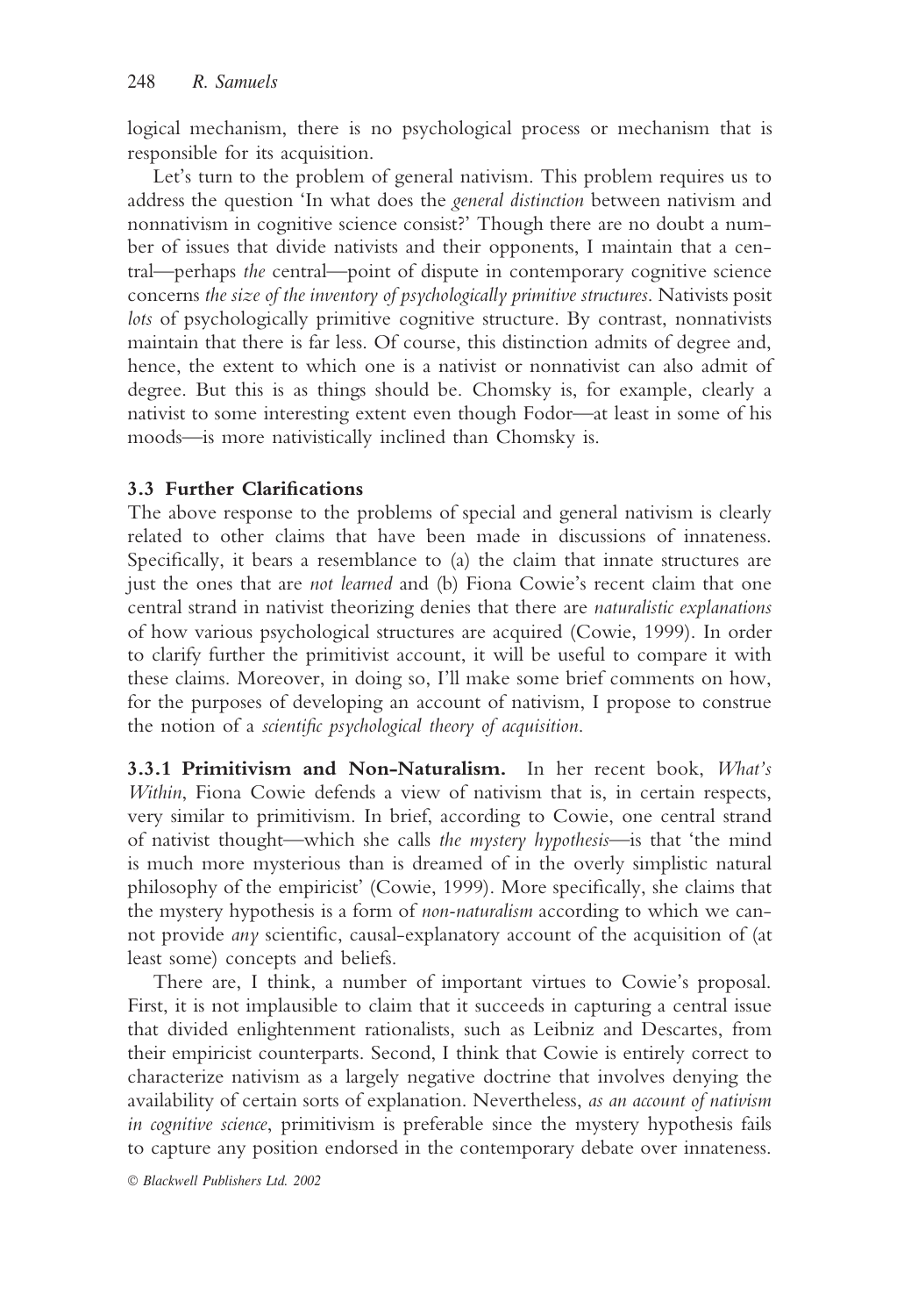logical mechanism, there is no psychological process or mechanism that is responsible for its acquisition.

Let's turn to the problem of general nativism. This problem requires us to address the question 'In what does the *general distinction* between nativism and nonnativism in cognitive science consist?' Though there are no doubt a number of issues that divide nativists and their opponents, I maintain that a central—perhaps *the* central—point of dispute in contemporary cognitive science concerns *the size of the inventory of psychologically primitive structures*. Nativists posit *lots* of psychologically primitive cognitive structure. By contrast, nonnativists maintain that there is far less. Of course, this distinction admits of degree and, hence, the extent to which one is a nativist or nonnativist can also admit of degree. But this is as things should be. Chomsky is, for example, clearly a nativist to some interesting extent even though Fodor—at least in some of his moods—is more nativistically inclined than Chomsky is.

### 3.3 Further Clarifications

The above response to the problems of special and general nativism is clearly related to other claims that have been made in discussions of innateness. Specifically, it bears a resemblance to (a) the claim that innate structures are just the ones that are *not learned* and (b) Fiona Cowie's recent claim that one central strand in nativist theorizing denies that there are *naturalistic explanations* of how various psychological structures are acquired (Cowie, 1999). In order to clarify further the primitivist account, it will be useful to compare it with these claims. Moreover, in doing so, I'll make some brief comments on how, for the purposes of developing an account of nativism, I propose to construe the notion of a *scientific psychological theory of acquisition*.

**3.3.1 Primitivism and Non-Naturalism.** In her recent book, *What's Within*, Fiona Cowie defends a view of nativism that is, in certain respects, very similar to primitivism. In brief, according to Cowie, one central strand of nativist thought—which she calls *the mystery hypothesis*—is that 'the mind is much more mysterious than is dreamed of in the overly simplistic natural philosophy of the empiricist' (Cowie, 1999). More specifically, she claims that the mystery hypothesis is a form of *non-naturalism* according to which we cannot provide *any* scientific, causal-explanatory account of the acquisition of (at least some) concepts and beliefs.

There are, I think, a number of important virtues to Cowie's proposal. First, it is not implausible to claim that it succeeds in capturing a central issue that divided enlightenment rationalists, such as Leibniz and Descartes, from their empiricist counterparts. Second, I think that Cowie is entirely correct to characterize nativism as a largely negative doctrine that involves denying the availability of certain sorts of explanation. Nevertheless, *as an account of nativism in cognitive science*, primitivism is preferable since the mystery hypothesis fails to capture any position endorsed in the contemporary debate over innateness.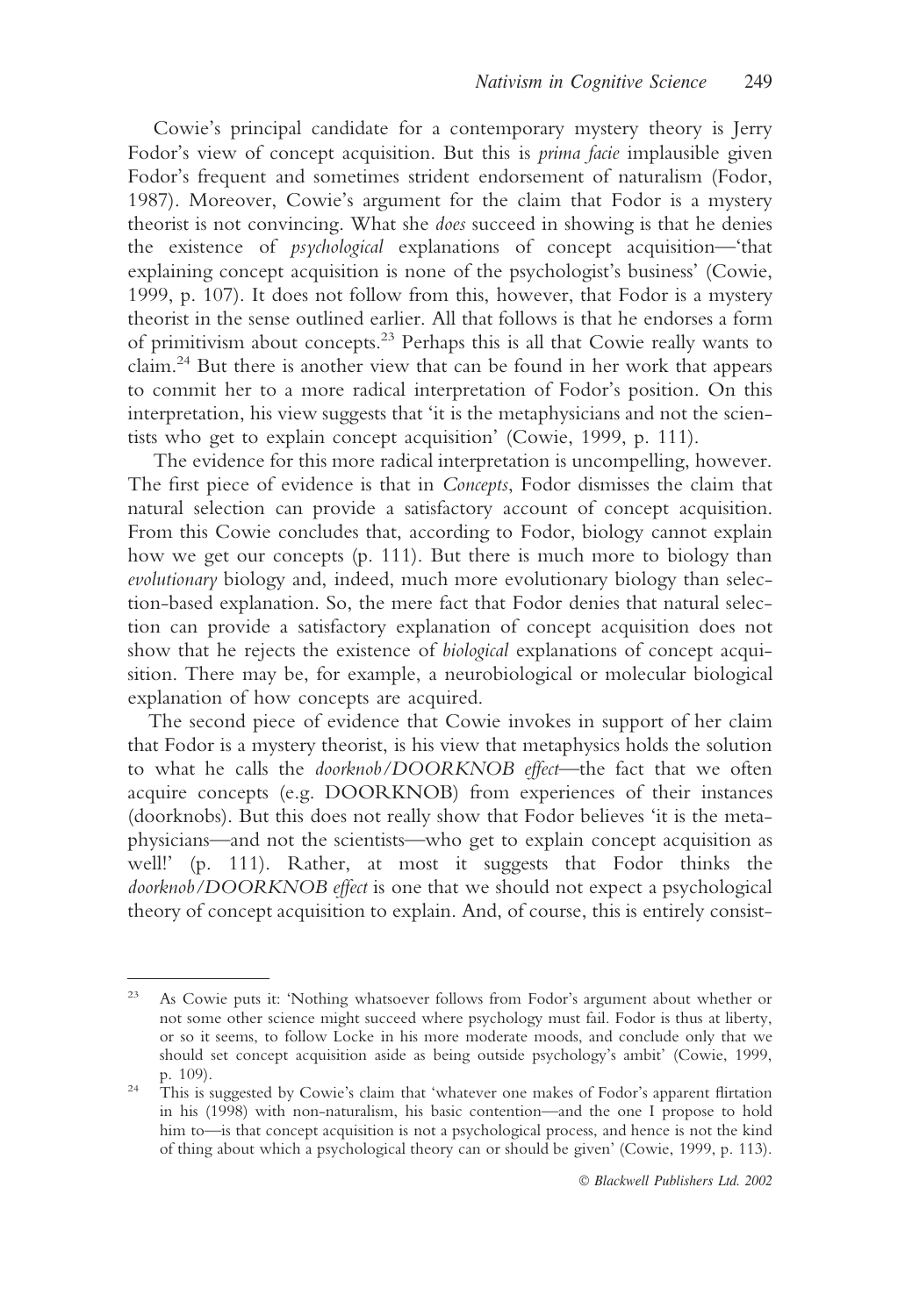Cowie's principal candidate for a contemporary mystery theory is Jerry Fodor's view of concept acquisition. But this is *prima facie* implausible given Fodor's frequent and sometimes strident endorsement of naturalism (Fodor, 1987). Moreover, Cowie's argument for the claim that Fodor is a mystery theorist is not convincing. What she *does* succeed in showing is that he denies the existence of *psychological* explanations of concept acquisition—'that explaining concept acquisition is none of the psychologist's business' (Cowie, 1999, p. 107). It does not follow from this, however, that Fodor is a mystery theorist in the sense outlined earlier. All that follows is that he endorses a form of primitivism about concepts.[23] Perhaps this is all that Cowie really wants to claim.[24] But there is another view that can be found in her work that appears to commit her to a more radical interpretation of Fodor's position. On this interpretation, his view suggests that 'it is the metaphysicians and not the scientists who get to explain concept acquisition' (Cowie, 1999, p. 111).

The evidence for this more radical interpretation is uncompelling, however. The first piece of evidence is that in *Concepts*, Fodor dismisses the claim that natural selection can provide a satisfactory account of concept acquisition. From this Cowie concludes that, according to Fodor, biology cannot explain how we get our concepts (p. 111). But there is much more to biology than *evolutionary* biology and, indeed, much more evolutionary biology than selection-based explanation. So, the mere fact that Fodor denies that natural selection can provide a satisfactory explanation of concept acquisition does not show that he rejects the existence of *biological* explanations of concept acquisition. There may be, for example, a neurobiological or molecular biological explanation of how concepts are acquired.

The second piece of evidence that Cowie invokes in support of her claim that Fodor is a mystery theorist, is his view that metaphysics holds the solution to what he calls the *doorknob/DOORKNOB effect*—the fact that we often acquire concepts (e.g. DOORKNOB) from experiences of their instances (doorknobs). But this does not really show that Fodor believes 'it is the metaphysicians—and not the scientists—who get to explain concept acquisition as well!' (p. 111). Rather, at most it suggests that Fodor thinks the *doorknob/DOORKNOB effect* is one that we should not expect a psychological theory of concept acquisition to explain. And, of course, this is entirely consist-

---

[23] As Cowie puts it: 'Nothing whatsoever follows from Fodor's argument about whether or not some other science might succeed where psychology must fail. Fodor is thus at liberty, or so it seems, to follow Locke in his more moderate moods, and conclude only that we should set concept acquisition aside as being outside psychology's ambit' (Cowie, 1999, p. 109).

[24] This is suggested by Cowie's claim that 'whatever one makes of Fodor's apparent flirtation in his (1998) with non-naturalism, his basic contention—and the one I propose to hold him to—is that concept acquisition is not a psychological process, and hence is not the kind of thing about which a psychological theory can or should be given' (Cowie, 1999, p. 113).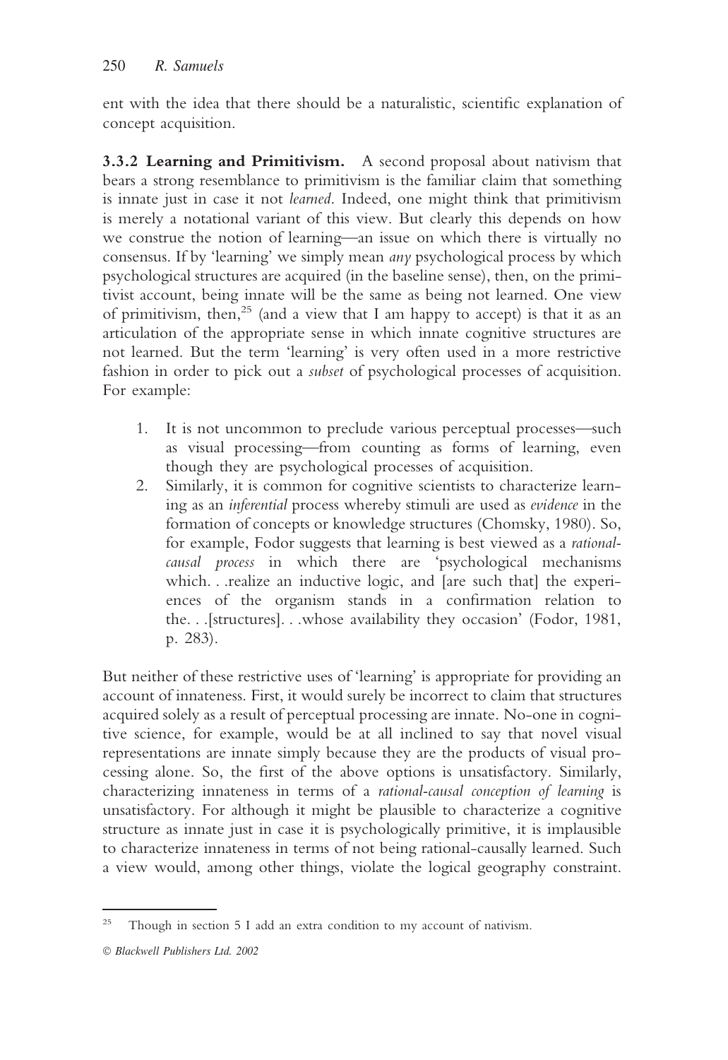ent with the idea that there should be a naturalistic, scientific explanation of concept acquisition.

**3.3.2 Learning and Primitivism.** A second proposal about nativism that bears a strong resemblance to primitivism is the familiar claim that something is innate just in case it not *learned*. Indeed, one might think that primitivism is merely a notational variant of this view. But clearly this depends on how we construe the notion of learning—an issue on which there is virtually no consensus. If by 'learning' we simply mean *any* psychological process by which psychological structures are acquired (in the baseline sense), then, on the primitivist account, being innate will be the same as being not learned. One view of primitivism, then,[25] (and a view that I am happy to accept) is that it as an articulation of the appropriate sense in which innate cognitive structures are not learned. But the term 'learning' is very often used in a more restrictive fashion in order to pick out a *subset* of psychological processes of acquisition. For example:

1. It is not uncommon to preclude various perceptual processes—such as visual processing—from counting as forms of learning, even though they are psychological processes of acquisition.
2. Similarly, it is common for cognitive scientists to characterize learning as an *inferential* process whereby stimuli are used as *evidence* in the formation of concepts or knowledge structures (Chomsky, 1980). So, for example, Fodor suggests that learning is best viewed as a *rational-causal process* in which there are 'psychological mechanisms which. . .realize an inductive logic, and [are such that] the experiences of the organism stands in a confirmation relation to the. . .[structures]. . .whose availability they occasion' (Fodor, 1981, p. 283).

But neither of these restrictive uses of 'learning' is appropriate for providing an account of innateness. First, it would surely be incorrect to claim that structures acquired solely as a result of perceptual processing are innate. No-one in cognitive science, for example, would be at all inclined to say that novel visual representations are innate simply because they are the products of visual processing alone. So, the first of the above options is unsatisfactory. Similarly, characterizing innateness in terms of a *rational-causal conception of learning* is unsatisfactory. For although it might be plausible to characterize a cognitive structure as innate just in case it is psychologically primitive, it is implausible to characterize innateness in terms of not being rational-causally learned. Such a view would, among other things, violate the logical geography constraint.

[25] Though in section 5 I add an extra condition to my account of nativism.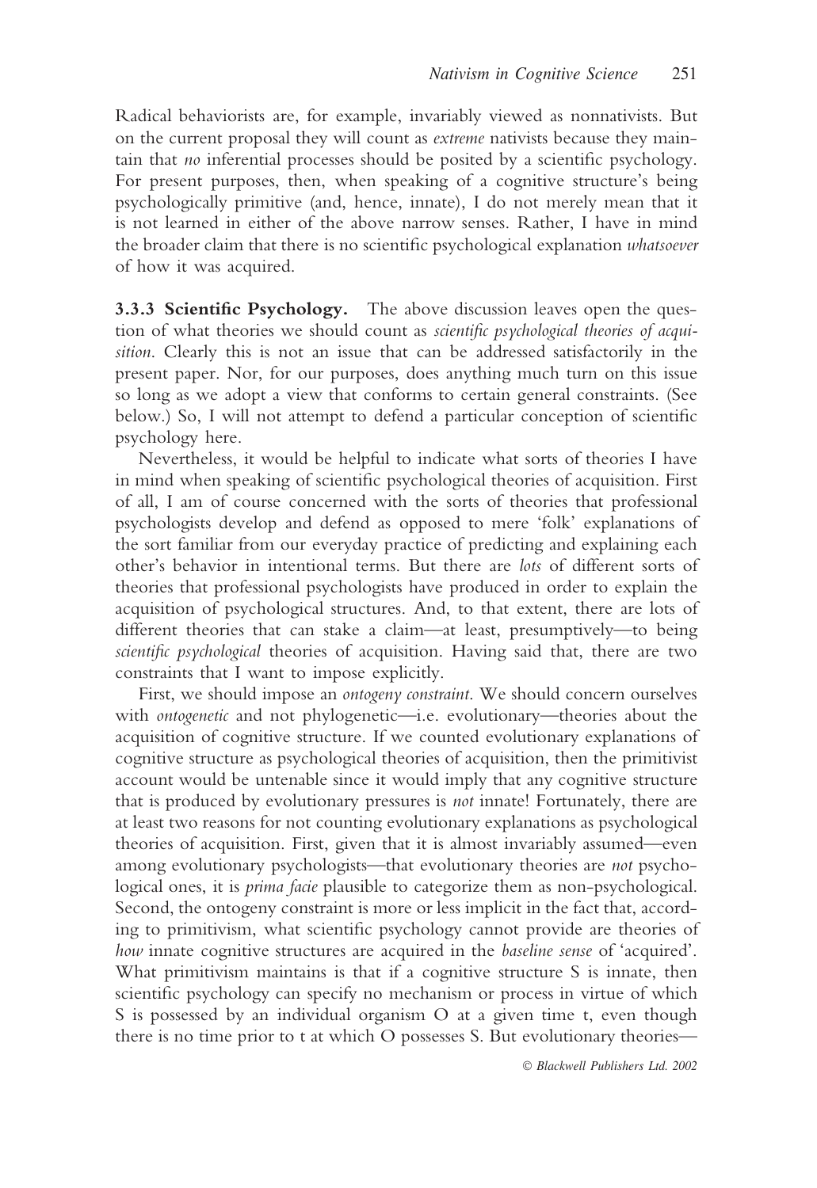Radical behaviorists are, for example, invariably viewed as nonnativists. But on the current proposal they will count as *extreme* nativists because they maintain that *no* inferential processes should be posited by a scientific psychology. For present purposes, then, when speaking of a cognitive structure's being psychologically primitive (and, hence, innate), I do not merely mean that it is not learned in either of the above narrow senses. Rather, I have in mind the broader claim that there is no scientific psychological explanation *whatsoever* of how it was acquired.

**3.3.3 Scientific Psychology.** The above discussion leaves open the question of what theories we should count as *scientific psychological theories of acquisition*. Clearly this is not an issue that can be addressed satisfactorily in the present paper. Nor, for our purposes, does anything much turn on this issue so long as we adopt a view that conforms to certain general constraints. (See below.) So, I will not attempt to defend a particular conception of scientific psychology here.

Nevertheless, it would be helpful to indicate what sorts of theories I have in mind when speaking of scientific psychological theories of acquisition. First of all, I am of course concerned with the sorts of theories that professional psychologists develop and defend as opposed to mere 'folk' explanations of the sort familiar from our everyday practice of predicting and explaining each other's behavior in intentional terms. But there are *lots* of different sorts of theories that professional psychologists have produced in order to explain the acquisition of psychological structures. And, to that extent, there are lots of different theories that can stake a claim—at least, presumptively—to being *scientific psychological* theories of acquisition. Having said that, there are two constraints that I want to impose explicitly.

First, we should impose an *ontogeny constraint*. We should concern ourselves with *ontogenetic* and not phylogenetic—i.e. evolutionary—theories about the acquisition of cognitive structure. If we counted evolutionary explanations of cognitive structure as psychological theories of acquisition, then the primitivist account would be untenable since it would imply that any cognitive structure that is produced by evolutionary pressures is *not* innate! Fortunately, there are at least two reasons for not counting evolutionary explanations as psychological theories of acquisition. First, given that it is almost invariably assumed—even among evolutionary psychologists—that evolutionary theories are *not* psychological ones, it is *prima facie* plausible to categorize them as non-psychological. Second, the ontogeny constraint is more or less implicit in the fact that, according to primitivism, what scientific psychology cannot provide are theories of *how* innate cognitive structures are acquired in the *baseline sense* of 'acquired'. What primitivism maintains is that if a cognitive structure S is innate, then scientific psychology can specify no mechanism or process in virtue of which S is possessed by an individual organism O at a given time t, even though there is no time prior to t at which O possesses S. But evolutionary theories—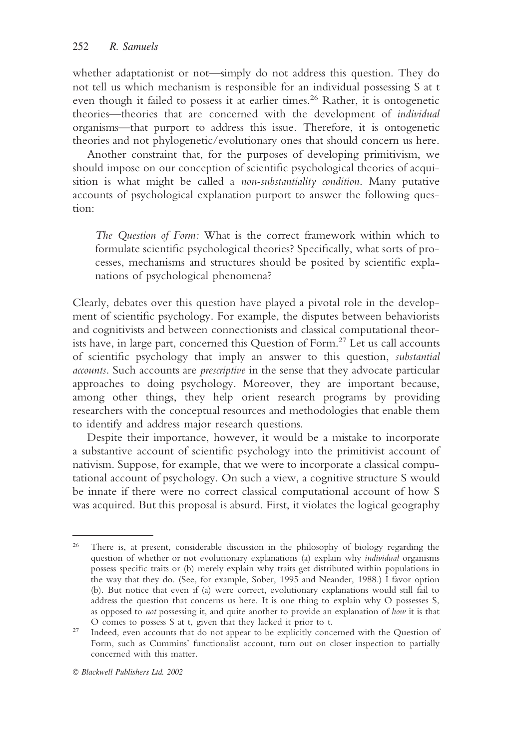whether adaptationist or not—simply do not address this question. They do not tell us which mechanism is responsible for an individual possessing S at t even though it failed to possess it at earlier times.[26] Rather, it is ontogenetic theories—theories that are concerned with the development of *individual* organisms—that purport to address this issue. Therefore, it is ontogenetic theories and not phylogenetic/evolutionary ones that should concern us here.

Another constraint that, for the purposes of developing primitivism, we should impose on our conception of scientific psychological theories of acquisition is what might be called a *non-substantiality condition*. Many putative accounts of psychological explanation purport to answer the following question:

> *The Question of Form:* What is the correct framework within which to formulate scientific psychological theories? Specifically, what sorts of processes, mechanisms and structures should be posited by scientific explanations of psychological phenomena?

Clearly, debates over this question have played a pivotal role in the development of scientific psychology. For example, the disputes between behaviorists and cognitivists and between connectionists and classical computational theorists have, in large part, concerned this Question of Form.[27] Let us call accounts of scientific psychology that imply an answer to this question, *substantial accounts*. Such accounts are *prescriptive* in the sense that they advocate particular approaches to doing psychology. Moreover, they are important because, among other things, they help orient research programs by providing researchers with the conceptual resources and methodologies that enable them to identify and address major research questions.

Despite their importance, however, it would be a mistake to incorporate a substantive account of scientific psychology into the primitivist account of nativism. Suppose, for example, that we were to incorporate a classical computational account of psychology. On such a view, a cognitive structure S would be innate if there were no correct classical computational account of how S was acquired. But this proposal is absurd. First, it violates the logical geography

---

[26] There is, at present, considerable discussion in the philosophy of biology regarding the question of whether or not evolutionary explanations (a) explain why *individual* organisms possess specific traits or (b) merely explain why traits get distributed within populations in the way that they do. (See, for example, Sober, 1995 and Neander, 1988.) I favor option (b). But notice that even if (a) were correct, evolutionary explanations would still fail to address the question that concerns us here. It is one thing to explain why O possesses S, as opposed to *not* possessing it, and quite another to provide an explanation of *how* it is that O comes to possess S at t, given that they lacked it prior to t.

[27] Indeed, even accounts that do not appear to be explicitly concerned with the Question of Form, such as Cummins' functionalist account, turn out on closer inspection to partially concerned with this matter.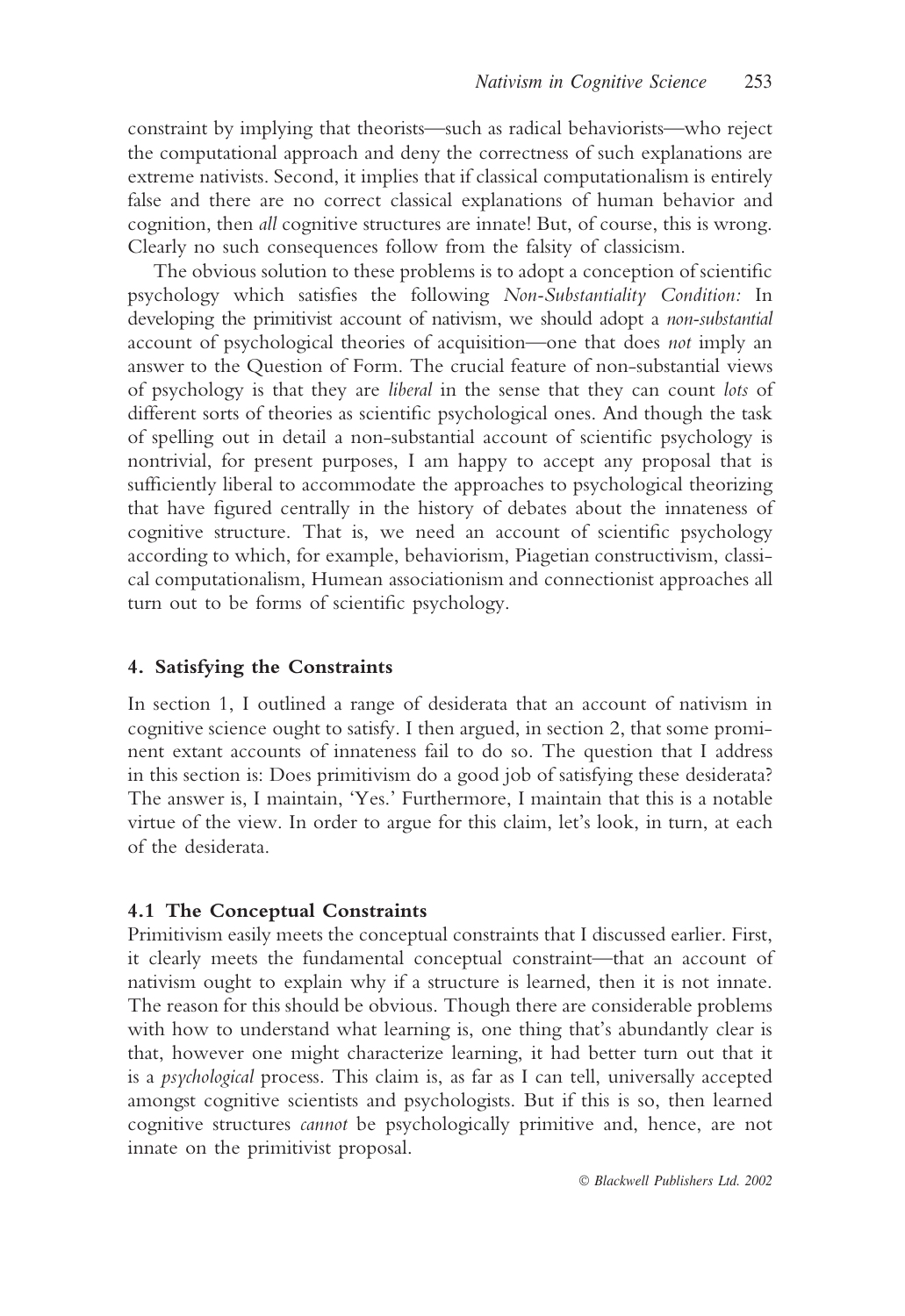constraint by implying that theorists—such as radical behaviorists—who reject the computational approach and deny the correctness of such explanations are extreme nativists. Second, it implies that if classical computationalism is entirely false and there are no correct classical explanations of human behavior and cognition, then *all* cognitive structures are innate! But, of course, this is wrong. Clearly no such consequences follow from the falsity of classicism.

The obvious solution to these problems is to adopt a conception of scientific psychology which satisfies the following *Non-Substantiality Condition:* In developing the primitivist account of nativism, we should adopt a *non-substantial* account of psychological theories of acquisition—one that does *not* imply an answer to the Question of Form. The crucial feature of non-substantial views of psychology is that they are *liberal* in the sense that they can count *lots* of different sorts of theories as scientific psychological ones. And though the task of spelling out in detail a non-substantial account of scientific psychology is nontrivial, for present purposes, I am happy to accept any proposal that is sufficiently liberal to accommodate the approaches to psychological theorizing that have figured centrally in the history of debates about the innateness of cognitive structure. That is, we need an account of scientific psychology according to which, for example, behaviorism, Piagetian constructivism, classical computationalism, Humean associationism and connectionist approaches all turn out to be forms of scientific psychology.

## 4. Satisfying the Constraints

In section 1, I outlined a range of desiderata that an account of nativism in cognitive science ought to satisfy. I then argued, in section 2, that some prominent extant accounts of innateness fail to do so. The question that I address in this section is: Does primitivism do a good job of satisfying these desiderata? The answer is, I maintain, 'Yes.' Furthermore, I maintain that this is a notable virtue of the view. In order to argue for this claim, let's look, in turn, at each of the desiderata.

### 4.1 The Conceptual Constraints

Primitivism easily meets the conceptual constraints that I discussed earlier. First, it clearly meets the fundamental conceptual constraint—that an account of nativism ought to explain why if a structure is learned, then it is not innate. The reason for this should be obvious. Though there are considerable problems with how to understand what learning is, one thing that's abundantly clear is that, however one might characterize learning, it had better turn out that it is a *psychological* process. This claim is, as far as I can tell, universally accepted amongst cognitive scientists and psychologists. But if this is so, then learned cognitive structures *cannot* be psychologically primitive and, hence, are not innate on the primitivist proposal.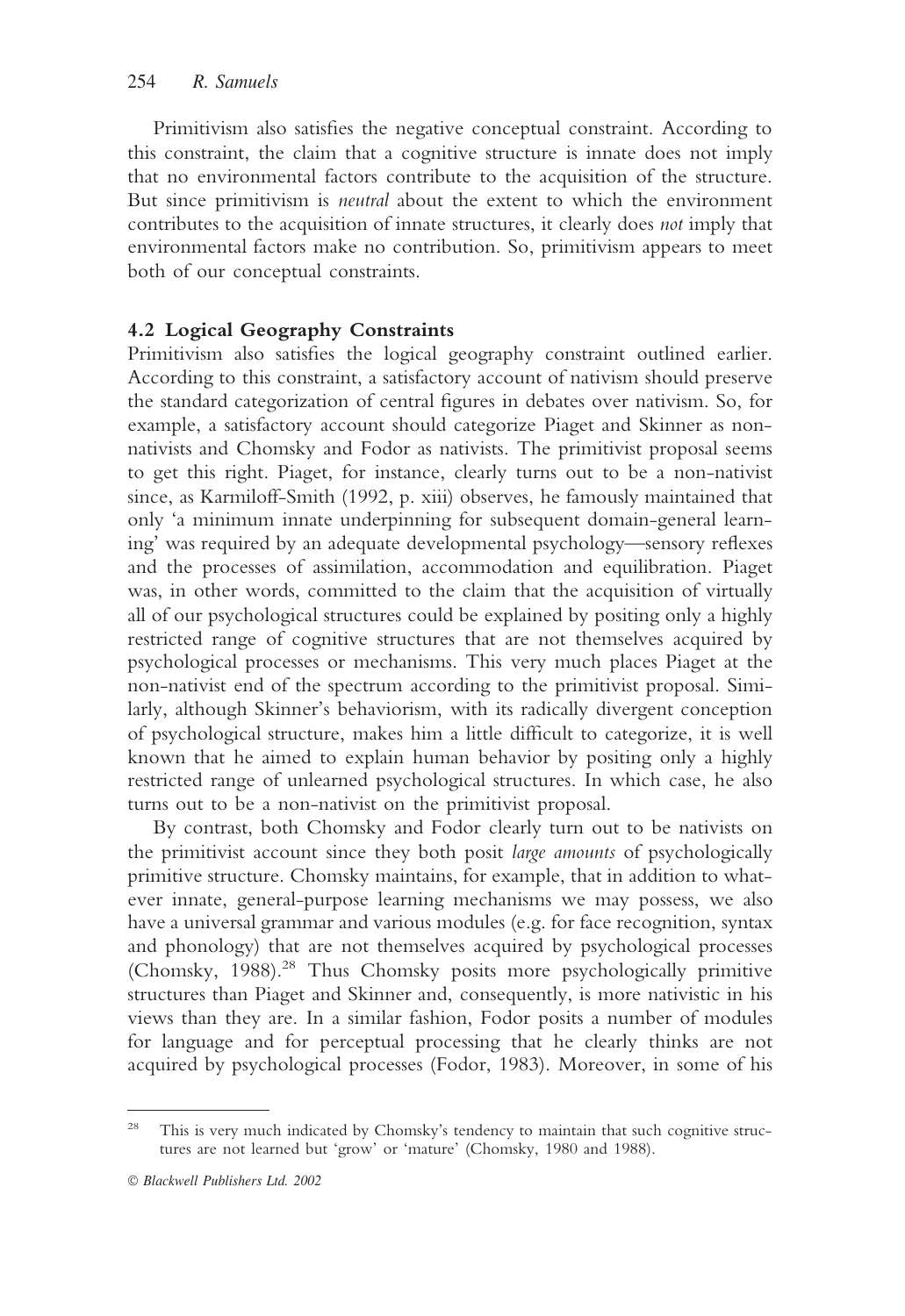Primitivism also satisfies the negative conceptual constraint. According to this constraint, the claim that a cognitive structure is innate does not imply that no environmental factors contribute to the acquisition of the structure. But since primitivism is *neutral* about the extent to which the environment contributes to the acquisition of innate structures, it clearly does *not* imply that environmental factors make no contribution. So, primitivism appears to meet both of our conceptual constraints.

### 4.2 Logical Geography Constraints

Primitivism also satisfies the logical geography constraint outlined earlier. According to this constraint, a satisfactory account of nativism should preserve the standard categorization of central figures in debates over nativism. So, for example, a satisfactory account should categorize Piaget and Skinner as non-nativists and Chomsky and Fodor as nativists. The primitivist proposal seems to get this right. Piaget, for instance, clearly turns out to be a non-nativist since, as Karmiloff-Smith (1992, p. xiii) observes, he famously maintained that only 'a minimum innate underpinning for subsequent domain-general learning' was required by an adequate developmental psychology—sensory reflexes and the processes of assimilation, accommodation and equilibration. Piaget was, in other words, committed to the claim that the acquisition of virtually all of our psychological structures could be explained by positing only a highly restricted range of cognitive structures that are not themselves acquired by psychological processes or mechanisms. This very much places Piaget at the non-nativist end of the spectrum according to the primitivist proposal. Similarly, although Skinner's behaviorism, with its radically divergent conception of psychological structure, makes him a little difficult to categorize, it is well known that he aimed to explain human behavior by positing only a highly restricted range of unlearned psychological structures. In which case, he also turns out to be a non-nativist on the primitivist proposal.

By contrast, both Chomsky and Fodor clearly turn out to be nativists on the primitivist account since they both posit *large amounts* of psychologically primitive structure. Chomsky maintains, for example, that in addition to whatever innate, general-purpose learning mechanisms we may possess, we also have a universal grammar and various modules (e.g. for face recognition, syntax and phonology) that are not themselves acquired by psychological processes (Chomsky, 1988).[28] Thus Chomsky posits more psychologically primitive structures than Piaget and Skinner and, consequently, is more nativistic in his views than they are. In a similar fashion, Fodor posits a number of modules for language and for perceptual processing that he clearly thinks are not acquired by psychological processes (Fodor, 1983). Moreover, in some of his

---

[28] This is very much indicated by Chomsky's tendency to maintain that such cognitive structures are not learned but 'grow' or 'mature' (Chomsky, 1980 and 1988).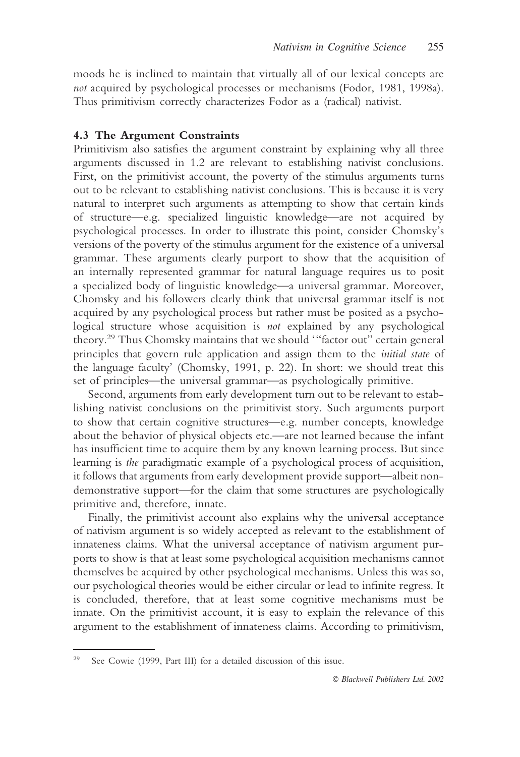moods he is inclined to maintain that virtually all of our lexical concepts are *not* acquired by psychological processes or mechanisms (Fodor, 1981, 1998a). Thus primitivism correctly characterizes Fodor as a (radical) nativist.

### 4.3 The Argument Constraints

Primitivism also satisfies the argument constraint by explaining why all three arguments discussed in 1.2 are relevant to establishing nativist conclusions. First, on the primitivist account, the poverty of the stimulus arguments turns out to be relevant to establishing nativist conclusions. This is because it is very natural to interpret such arguments as attempting to show that certain kinds of structure—e.g. specialized linguistic knowledge—are not acquired by psychological processes. In order to illustrate this point, consider Chomsky's versions of the poverty of the stimulus argument for the existence of a universal grammar. These arguments clearly purport to show that the acquisition of an internally represented grammar for natural language requires us to posit a specialized body of linguistic knowledge—a universal grammar. Moreover, Chomsky and his followers clearly think that universal grammar itself is not acquired by any psychological process but rather must be posited as a psychological structure whose acquisition is *not* explained by any psychological theory.[29] Thus Chomsky maintains that we should '"factor out" certain general principles that govern rule application and assign them to the *initial state* of the language faculty' (Chomsky, 1991, p. 22). In short: we should treat this set of principles—the universal grammar—as psychologically primitive.

Second, arguments from early development turn out to be relevant to establishing nativist conclusions on the primitivist story. Such arguments purport to show that certain cognitive structures—e.g. number concepts, knowledge about the behavior of physical objects etc.—are not learned because the infant has insufficient time to acquire them by any known learning process. But since learning is *the* paradigmatic example of a psychological process of acquisition, it follows that arguments from early development provide support—albeit non-demonstrative support—for the claim that some structures are psychologically primitive and, therefore, innate.

Finally, the primitivist account also explains why the universal acceptance of nativism argument is so widely accepted as relevant to the establishment of innateness claims. What the universal acceptance of nativism argument purports to show is that at least some psychological acquisition mechanisms cannot themselves be acquired by other psychological mechanisms. Unless this was so, our psychological theories would be either circular or lead to infinite regress. It is concluded, therefore, that at least some cognitive mechanisms must be innate. On the primitivist account, it is easy to explain the relevance of this argument to the establishment of innateness claims. According to primitivism,

---

[29] See Cowie (1999, Part III) for a detailed discussion of this issue.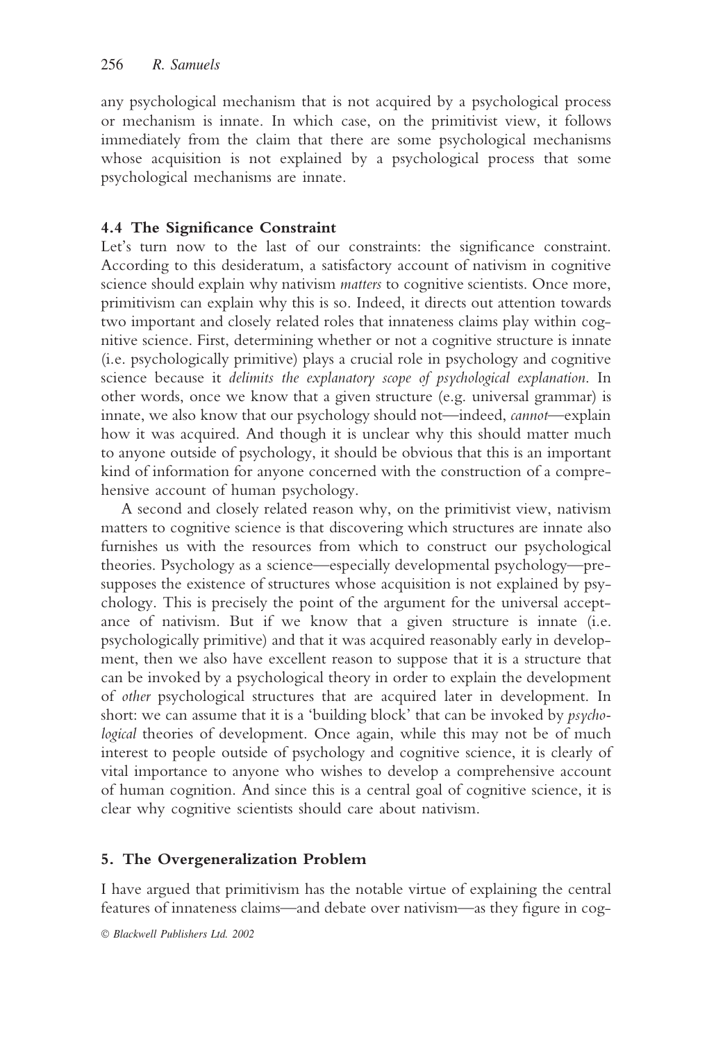any psychological mechanism that is not acquired by a psychological process or mechanism is innate. In which case, on the primitivist view, it follows immediately from the claim that there are some psychological mechanisms whose acquisition is not explained by a psychological process that some psychological mechanisms are innate.

### 4.4 The Significance Constraint

Let's turn now to the last of our constraints: the significance constraint. According to this desideratum, a satisfactory account of nativism in cognitive science should explain why nativism *matters* to cognitive scientists. Once more, primitivism can explain why this is so. Indeed, it directs out attention towards two important and closely related roles that innateness claims play within cognitive science. First, determining whether or not a cognitive structure is innate (i.e. psychologically primitive) plays a crucial role in psychology and cognitive science because it *delimits the explanatory scope of psychological explanation*. In other words, once we know that a given structure (e.g. universal grammar) is innate, we also know that our psychology should not—indeed, *cannot*—explain how it was acquired. And though it is unclear why this should matter much to anyone outside of psychology, it should be obvious that this is an important kind of information for anyone concerned with the construction of a comprehensive account of human psychology.

A second and closely related reason why, on the primitivist view, nativism matters to cognitive science is that discovering which structures are innate also furnishes us with the resources from which to construct our psychological theories. Psychology as a science—especially developmental psychology—presupposes the existence of structures whose acquisition is not explained by psychology. This is precisely the point of the argument for the universal acceptance of nativism. But if we know that a given structure is innate (i.e. psychologically primitive) and that it was acquired reasonably early in development, then we also have excellent reason to suppose that it is a structure that can be invoked by a psychological theory in order to explain the development of *other* psychological structures that are acquired later in development. In short: we can assume that it is a 'building block' that can be invoked by *psychological* theories of development. Once again, while this may not be of much interest to people outside of psychology and cognitive science, it is clearly of vital importance to anyone who wishes to develop a comprehensive account of human cognition. And since this is a central goal of cognitive science, it is clear why cognitive scientists should care about nativism.

## 5. The Overgeneralization Problem

I have argued that primitivism has the notable virtue of explaining the central features of innateness claims—and debate over nativism—as they figure in cog-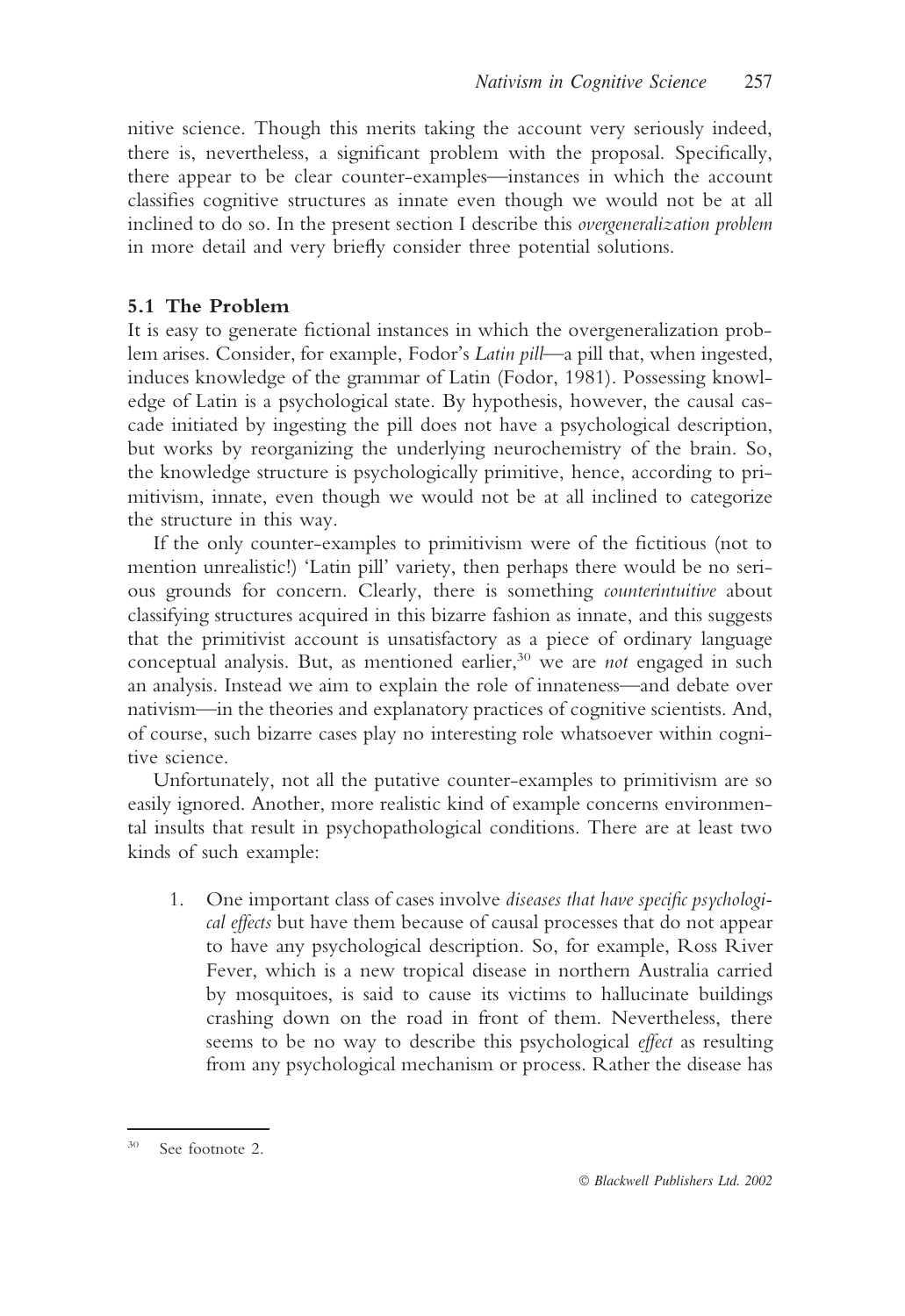nitive science. Though this merits taking the account very seriously indeed, there is, nevertheless, a significant problem with the proposal. Specifically, there appear to be clear counter-examples—instances in which the account classifies cognitive structures as innate even though we would not be at all inclined to do so. In the present section I describe this *overgeneralization problem* in more detail and very briefly consider three potential solutions.

### 5.1 The Problem

It is easy to generate fictional instances in which the overgeneralization problem arises. Consider, for example, Fodor's *Latin pill*—a pill that, when ingested, induces knowledge of the grammar of Latin (Fodor, 1981). Possessing knowledge of Latin is a psychological state. By hypothesis, however, the causal cascade initiated by ingesting the pill does not have a psychological description, but works by reorganizing the underlying neurochemistry of the brain. So, the knowledge structure is psychologically primitive, hence, according to primitivism, innate, even though we would not be at all inclined to categorize the structure in this way.

If the only counter-examples to primitivism were of the fictitious (not to mention unrealistic!) 'Latin pill' variety, then perhaps there would be no serious grounds for concern. Clearly, there is something *counterintuitive* about classifying structures acquired in this bizarre fashion as innate, and this suggests that the primitivist account is unsatisfactory as a piece of ordinary language conceptual analysis. But, as mentioned earlier,[30] we are *not* engaged in such an analysis. Instead we aim to explain the role of innateness—and debate over nativism—in the theories and explanatory practices of cognitive scientists. And, of course, such bizarre cases play no interesting role whatsoever within cognitive science.

Unfortunately, not all the putative counter-examples to primitivism are so easily ignored. Another, more realistic kind of example concerns environmental insults that result in psychopathological conditions. There are at least two kinds of such example:

1. One important class of cases involve *diseases that have specific psychological effects* but have them because of causal processes that do not appear to have any psychological description. So, for example, Ross River Fever, which is a new tropical disease in northern Australia carried by mosquitoes, is said to cause its victims to hallucinate buildings crashing down on the road in front of them. Nevertheless, there seems to be no way to describe this psychological *effect* as resulting from any psychological mechanism or process. Rather the disease has

[30] See footnote 2.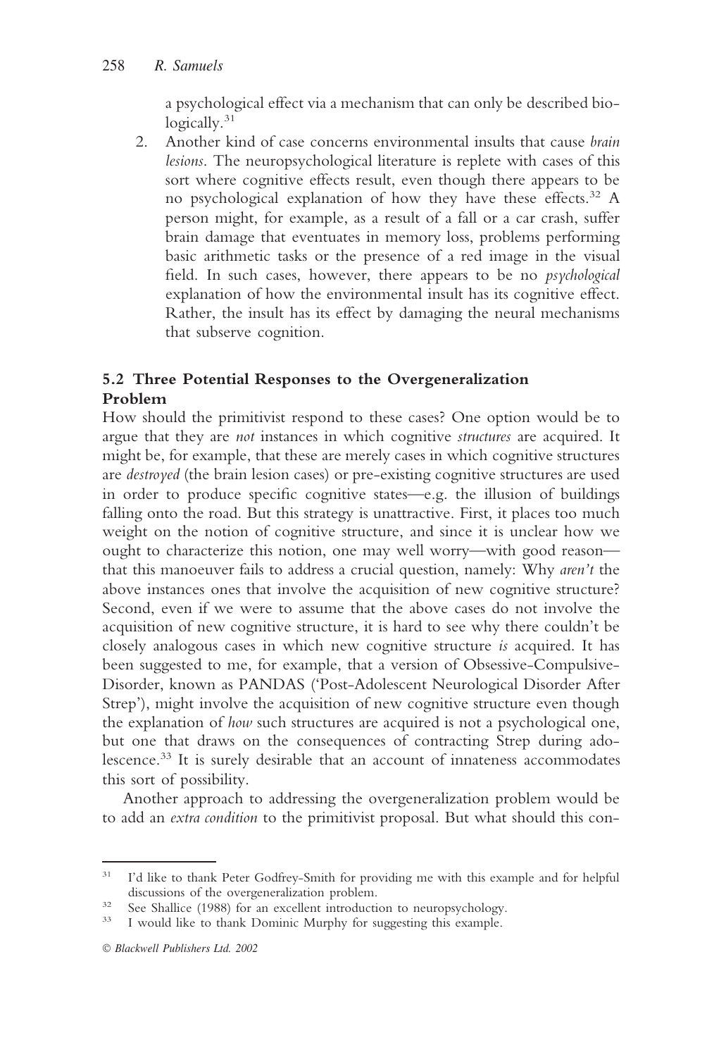a psychological effect via a mechanism that can only be described biologically.[31]

2. Another kind of case concerns environmental insults that cause *brain lesions*. The neuropsychological literature is replete with cases of this sort where cognitive effects result, even though there appears to be no psychological explanation of how they have these effects.[32] A person might, for example, as a result of a fall or a car crash, suffer brain damage that eventuates in memory loss, problems performing basic arithmetic tasks or the presence of a red image in the visual field. In such cases, however, there appears to be no *psychological* explanation of how the environmental insult has its cognitive effect. Rather, the insult has its effect by damaging the neural mechanisms that subserve cognition.

### 5.2 Three Potential Responses to the Overgeneralization Problem

How should the primitivist respond to these cases? One option would be to argue that they are *not* instances in which cognitive *structures* are acquired. It might be, for example, that these are merely cases in which cognitive structures are *destroyed* (the brain lesion cases) or pre-existing cognitive structures are used in order to produce specific cognitive states—e.g. the illusion of buildings falling onto the road. But this strategy is unattractive. First, it places too much weight on the notion of cognitive structure, and since it is unclear how we ought to characterize this notion, one may well worry—with good reason—that this manoeuver fails to address a crucial question, namely: Why *aren't* the above instances ones that involve the acquisition of new cognitive structure? Second, even if we were to assume that the above cases do not involve the acquisition of new cognitive structure, it is hard to see why there couldn't be closely analogous cases in which new cognitive structure *is* acquired. It has been suggested to me, for example, that a version of Obsessive-Compulsive-Disorder, known as PANDAS ('Post-Adolescent Neurological Disorder After Strep'), might involve the acquisition of new cognitive structure even though the explanation of *how* such structures are acquired is not a psychological one, but one that draws on the consequences of contracting Strep during adolescence.[33] It is surely desirable that an account of innateness accommodates this sort of possibility.

Another approach to addressing the overgeneralization problem would be to add an *extra condition* to the primitivist proposal. But what should this con-

---

[31] I'd like to thank Peter Godfrey-Smith for providing me with this example and for helpful discussions of the overgeneralization problem.

[32] See Shallice (1988) for an excellent introduction to neuropsychology.

[33] I would like to thank Dominic Murphy for suggesting this example.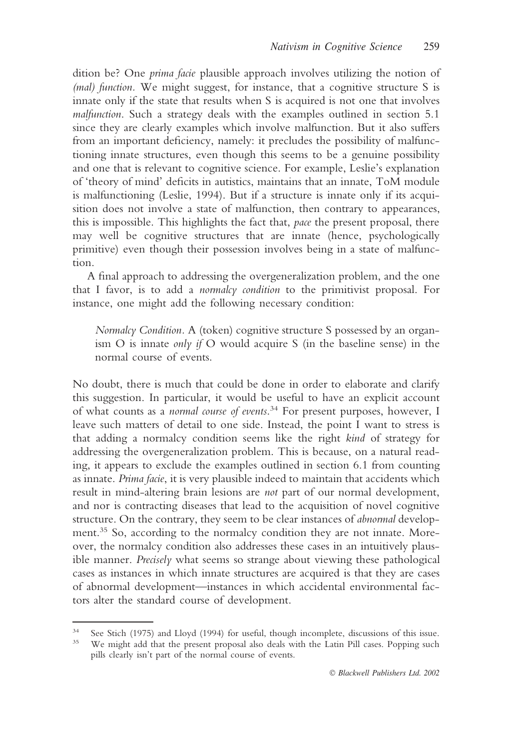dition be? One *prima facie* plausible approach involves utilizing the notion of *(mal) function*. We might suggest, for instance, that a cognitive structure S is innate only if the state that results when S is acquired is not one that involves *malfunction*. Such a strategy deals with the examples outlined in section 5.1 since they are clearly examples which involve malfunction. But it also suffers from an important deficiency, namely: it precludes the possibility of malfunctioning innate structures, even though this seems to be a genuine possibility and one that is relevant to cognitive science. For example, Leslie's explanation of 'theory of mind' deficits in autistics, maintains that an innate, ToM module is malfunctioning (Leslie, 1994). But if a structure is innate only if its acquisition does not involve a state of malfunction, then contrary to appearances, this is impossible. This highlights the fact that, *pace* the present proposal, there may well be cognitive structures that are innate (hence, psychologically primitive) even though their possession involves being in a state of malfunction.

A final approach to addressing the overgeneralization problem, and the one that I favor, is to add a *normalcy condition* to the primitivist proposal. For instance, one might add the following necessary condition:

> *Normalcy Condition*. A (token) cognitive structure S possessed by an organism O is innate *only if* O would acquire S (in the baseline sense) in the normal course of events.

No doubt, there is much that could be done in order to elaborate and clarify this suggestion. In particular, it would be useful to have an explicit account of what counts as a *normal course of events*.[34] For present purposes, however, I leave such matters of detail to one side. Instead, the point I want to stress is that adding a normalcy condition seems like the right *kind* of strategy for addressing the overgeneralization problem. This is because, on a natural reading, it appears to exclude the examples outlined in section 6.1 from counting as innate. *Prima facie*, it is very plausible indeed to maintain that accidents which result in mind-altering brain lesions are *not* part of our normal development, and nor is contracting diseases that lead to the acquisition of novel cognitive structure. On the contrary, they seem to be clear instances of *abnormal* development.[35] So, according to the normalcy condition they are not innate. Moreover, the normalcy condition also addresses these cases in an intuitively plausible manner. *Precisely* what seems so strange about viewing these pathological cases as instances in which innate structures are acquired is that they are cases of abnormal development—instances in which accidental environmental factors alter the standard course of development.

---

[34] See Stich (1975) and Lloyd (1994) for useful, though incomplete, discussions of this issue.

[35] We might add that the present proposal also deals with the Latin Pill cases. Popping such pills clearly isn't part of the normal course of events.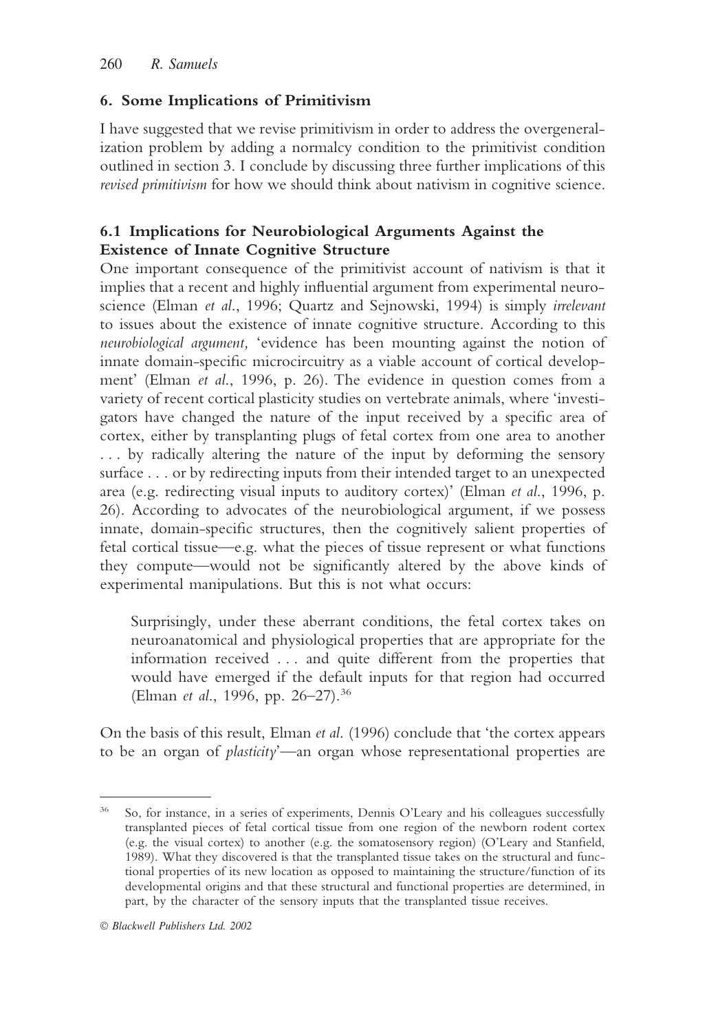## 6. Some Implications of Primitivism

I have suggested that we revise primitivism in order to address the overgeneralization problem by adding a normalcy condition to the primitivist condition outlined in section 3. I conclude by discussing three further implications of this *revised primitivism* for how we should think about nativism in cognitive science.

### 6.1 Implications for Neurobiological Arguments Against the Existence of Innate Cognitive Structure

One important consequence of the primitivist account of nativism is that it implies that a recent and highly influential argument from experimental neuroscience (Elman *et al.*, 1996; Quartz and Sejnowski, 1994) is simply *irrelevant* to issues about the existence of innate cognitive structure. According to this *neurobiological argument,* 'evidence has been mounting against the notion of innate domain-specific microcircuitry as a viable account of cortical development' (Elman *et al.*, 1996, p. 26). The evidence in question comes from a variety of recent cortical plasticity studies on vertebrate animals, where 'investigators have changed the nature of the input received by a specific area of cortex, either by transplanting plugs of fetal cortex from one area to another . . . by radically altering the nature of the input by deforming the sensory surface . . . or by redirecting inputs from their intended target to an unexpected area (e.g. redirecting visual inputs to auditory cortex)' (Elman *et al.*, 1996, p. 26). According to advocates of the neurobiological argument, if we possess innate, domain-specific structures, then the cognitively salient properties of fetal cortical tissue—e.g. what the pieces of tissue represent or what functions they compute—would not be significantly altered by the above kinds of experimental manipulations. But this is not what occurs:

> Surprisingly, under these aberrant conditions, the fetal cortex takes on neuroanatomical and physiological properties that are appropriate for the information received . . . and quite different from the properties that would have emerged if the default inputs for that region had occurred (Elman *et al*., 1996, pp. 26–27).[36]

On the basis of this result, Elman *et al.* (1996) conclude that 'the cortex appears to be an organ of *plasticity*'—an organ whose representational properties are

---

[36] So, for instance, in a series of experiments, Dennis O'Leary and his colleagues successfully transplanted pieces of fetal cortical tissue from one region of the newborn rodent cortex (e.g. the visual cortex) to another (e.g. the somatosensory region) (O'Leary and Stanfield, 1989). What they discovered is that the transplanted tissue takes on the structural and functional properties of its new location as opposed to maintaining the structure/function of its developmental origins and that these structural and functional properties are determined, in part, by the character of the sensory inputs that the transplanted tissue receives.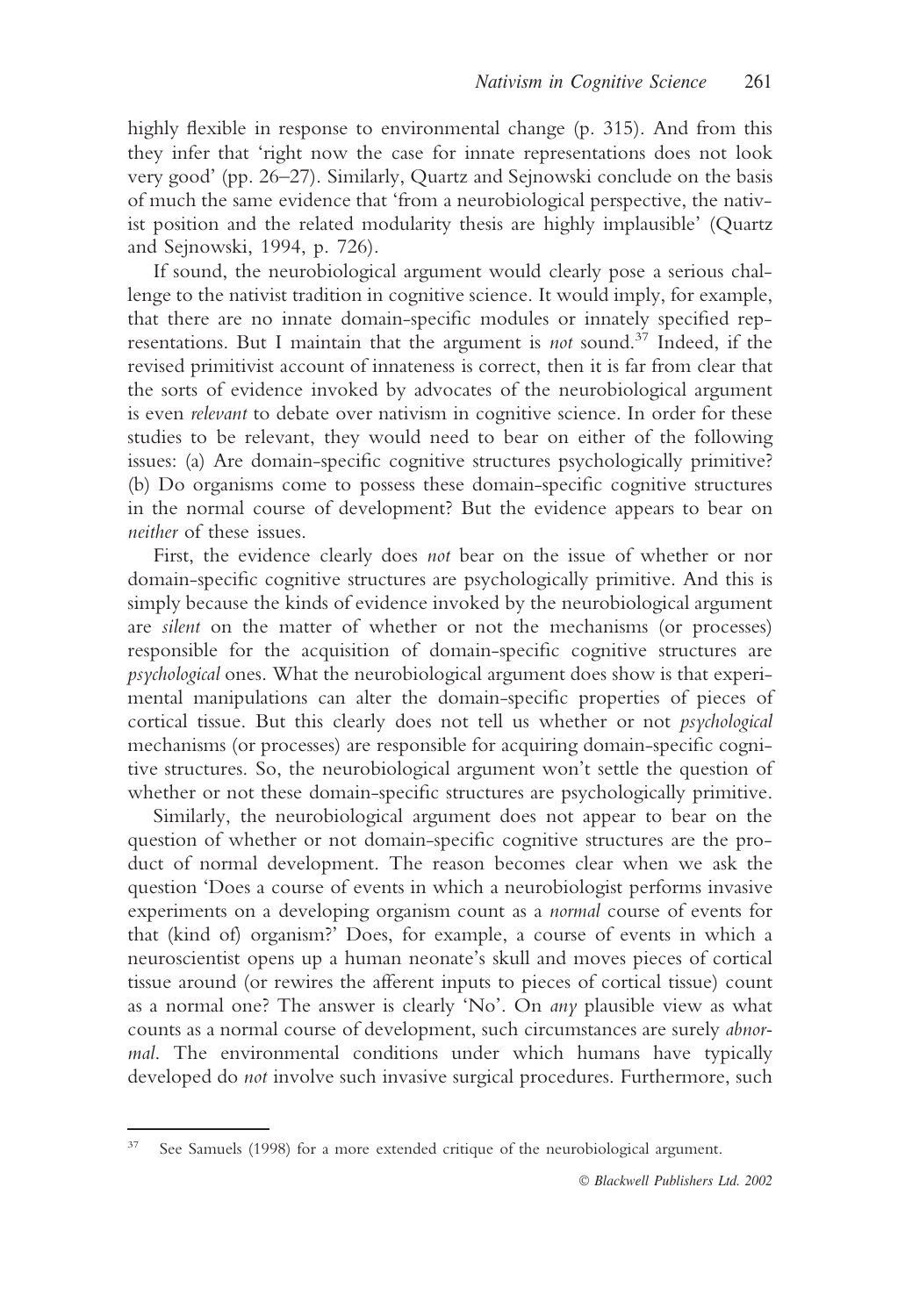highly flexible in response to environmental change (p. 315). And from this they infer that 'right now the case for innate representations does not look very good' (pp. 26–27). Similarly, Quartz and Sejnowski conclude on the basis of much the same evidence that 'from a neurobiological perspective, the nativist position and the related modularity thesis are highly implausible' (Quartz and Sejnowski, 1994, p. 726).

If sound, the neurobiological argument would clearly pose a serious challenge to the nativist tradition in cognitive science. It would imply, for example, that there are no innate domain-specific modules or innately specified representations. But I maintain that the argument is *not* sound.[37] Indeed, if the revised primitivist account of innateness is correct, then it is far from clear that the sorts of evidence invoked by advocates of the neurobiological argument is even *relevant* to debate over nativism in cognitive science. In order for these studies to be relevant, they would need to bear on either of the following issues: (a) Are domain-specific cognitive structures psychologically primitive? (b) Do organisms come to possess these domain-specific cognitive structures in the normal course of development? But the evidence appears to bear on *neither* of these issues.

First, the evidence clearly does *not* bear on the issue of whether or nor domain-specific cognitive structures are psychologically primitive. And this is simply because the kinds of evidence invoked by the neurobiological argument are *silent* on the matter of whether or not the mechanisms (or processes) responsible for the acquisition of domain-specific cognitive structures are *psychological* ones. What the neurobiological argument does show is that experimental manipulations can alter the domain-specific properties of pieces of cortical tissue. But this clearly does not tell us whether or not *psychological* mechanisms (or processes) are responsible for acquiring domain-specific cognitive structures. So, the neurobiological argument won't settle the question of whether or not these domain-specific structures are psychologically primitive.

Similarly, the neurobiological argument does not appear to bear on the question of whether or not domain-specific cognitive structures are the product of normal development. The reason becomes clear when we ask the question 'Does a course of events in which a neurobiologist performs invasive experiments on a developing organism count as a *normal* course of events for that (kind of) organism?' Does, for example, a course of events in which a neuroscientist opens up a human neonate's skull and moves pieces of cortical tissue around (or rewires the afferent inputs to pieces of cortical tissue) count as a normal one? The answer is clearly 'No'. On *any* plausible view as what counts as a normal course of development, such circumstances are surely *abnormal*. The environmental conditions under which humans have typically developed do *not* involve such invasive surgical procedures. Furthermore, such

[37] See Samuels (1998) for a more extended critique of the neurobiological argument.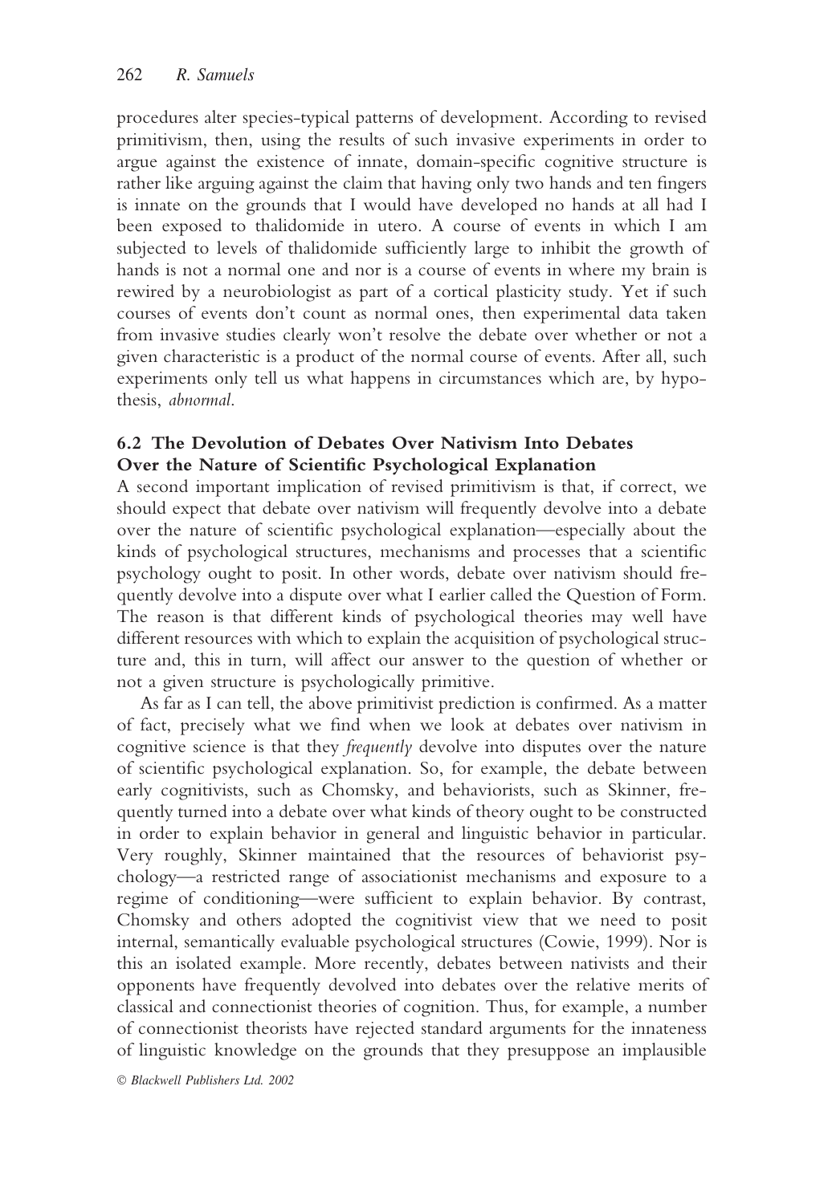procedures alter species-typical patterns of development. According to revised primitivism, then, using the results of such invasive experiments in order to argue against the existence of innate, domain-specific cognitive structure is rather like arguing against the claim that having only two hands and ten fingers is innate on the grounds that I would have developed no hands at all had I been exposed to thalidomide in utero. A course of events in which I am subjected to levels of thalidomide sufficiently large to inhibit the growth of hands is not a normal one and nor is a course of events in where my brain is rewired by a neurobiologist as part of a cortical plasticity study. Yet if such courses of events don't count as normal ones, then experimental data taken from invasive studies clearly won't resolve the debate over whether or not a given characteristic is a product of the normal course of events. After all, such experiments only tell us what happens in circumstances which are, by hypothesis, *abnormal*.

### 6.2 The Devolution of Debates Over Nativism Into Debates Over the Nature of Scientific Psychological Explanation

A second important implication of revised primitivism is that, if correct, we should expect that debate over nativism will frequently devolve into a debate over the nature of scientific psychological explanation—especially about the kinds of psychological structures, mechanisms and processes that a scientific psychology ought to posit. In other words, debate over nativism should frequently devolve into a dispute over what I earlier called the Question of Form. The reason is that different kinds of psychological theories may well have different resources with which to explain the acquisition of psychological structure and, this in turn, will affect our answer to the question of whether or not a given structure is psychologically primitive.

As far as I can tell, the above primitivist prediction is confirmed. As a matter of fact, precisely what we find when we look at debates over nativism in cognitive science is that they *frequently* devolve into disputes over the nature of scientific psychological explanation. So, for example, the debate between early cognitivists, such as Chomsky, and behaviorists, such as Skinner, frequently turned into a debate over what kinds of theory ought to be constructed in order to explain behavior in general and linguistic behavior in particular. Very roughly, Skinner maintained that the resources of behaviorist psychology—a restricted range of associationist mechanisms and exposure to a regime of conditioning—were sufficient to explain behavior. By contrast, Chomsky and others adopted the cognitivist view that we need to posit internal, semantically evaluable psychological structures (Cowie, 1999). Nor is this an isolated example. More recently, debates between nativists and their opponents have frequently devolved into debates over the relative merits of classical and connectionist theories of cognition. Thus, for example, a number of connectionist theorists have rejected standard arguments for the innateness of linguistic knowledge on the grounds that they presuppose an implausible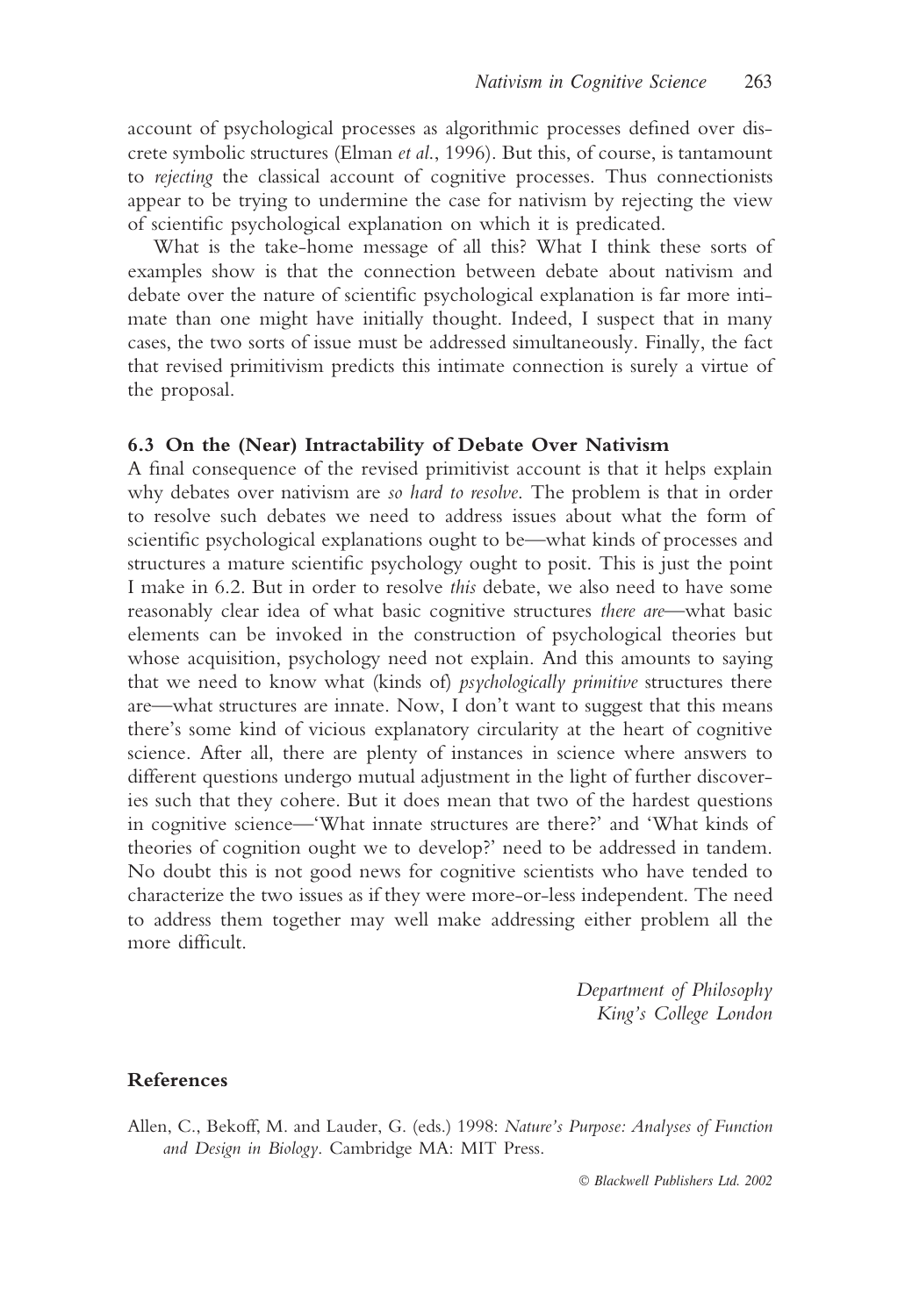account of psychological processes as algorithmic processes defined over discrete symbolic structures (Elman *et al.*, 1996). But this, of course, is tantamount to *rejecting* the classical account of cognitive processes. Thus connectionists appear to be trying to undermine the case for nativism by rejecting the view of scientific psychological explanation on which it is predicated.

What is the take-home message of all this? What I think these sorts of examples show is that the connection between debate about nativism and debate over the nature of scientific psychological explanation is far more intimate than one might have initially thought. Indeed, I suspect that in many cases, the two sorts of issue must be addressed simultaneously. Finally, the fact that revised primitivism predicts this intimate connection is surely a virtue of the proposal.

### 6.3 On the (Near) Intractability of Debate Over Nativism

A final consequence of the revised primitivist account is that it helps explain why debates over nativism are *so hard to resolve*. The problem is that in order to resolve such debates we need to address issues about what the form of scientific psychological explanations ought to be—what kinds of processes and structures a mature scientific psychology ought to posit. This is just the point I make in 6.2. But in order to resolve *this* debate, we also need to have some reasonably clear idea of what basic cognitive structures *there are*—what basic elements can be invoked in the construction of psychological theories but whose acquisition, psychology need not explain. And this amounts to saying that we need to know what (kinds of) *psychologically primitive* structures there are—what structures are innate. Now, I don't want to suggest that this means there's some kind of vicious explanatory circularity at the heart of cognitive science. After all, there are plenty of instances in science where answers to different questions undergo mutual adjustment in the light of further discoveries such that they cohere. But it does mean that two of the hardest questions in cognitive science—'What innate structures are there?' and 'What kinds of theories of cognition ought we to develop?' need to be addressed in tandem. No doubt this is not good news for cognitive scientists who have tended to characterize the two issues as if they were more-or-less independent. The need to address them together may well make addressing either problem all the more difficult.

*Department of Philosophy*
*King's College London*

## References

Allen, C., Bekoff, M. and Lauder, G. (eds.) 1998: *Nature's Purpose: Analyses of Function and Design in Biology*. Cambridge MA: MIT Press.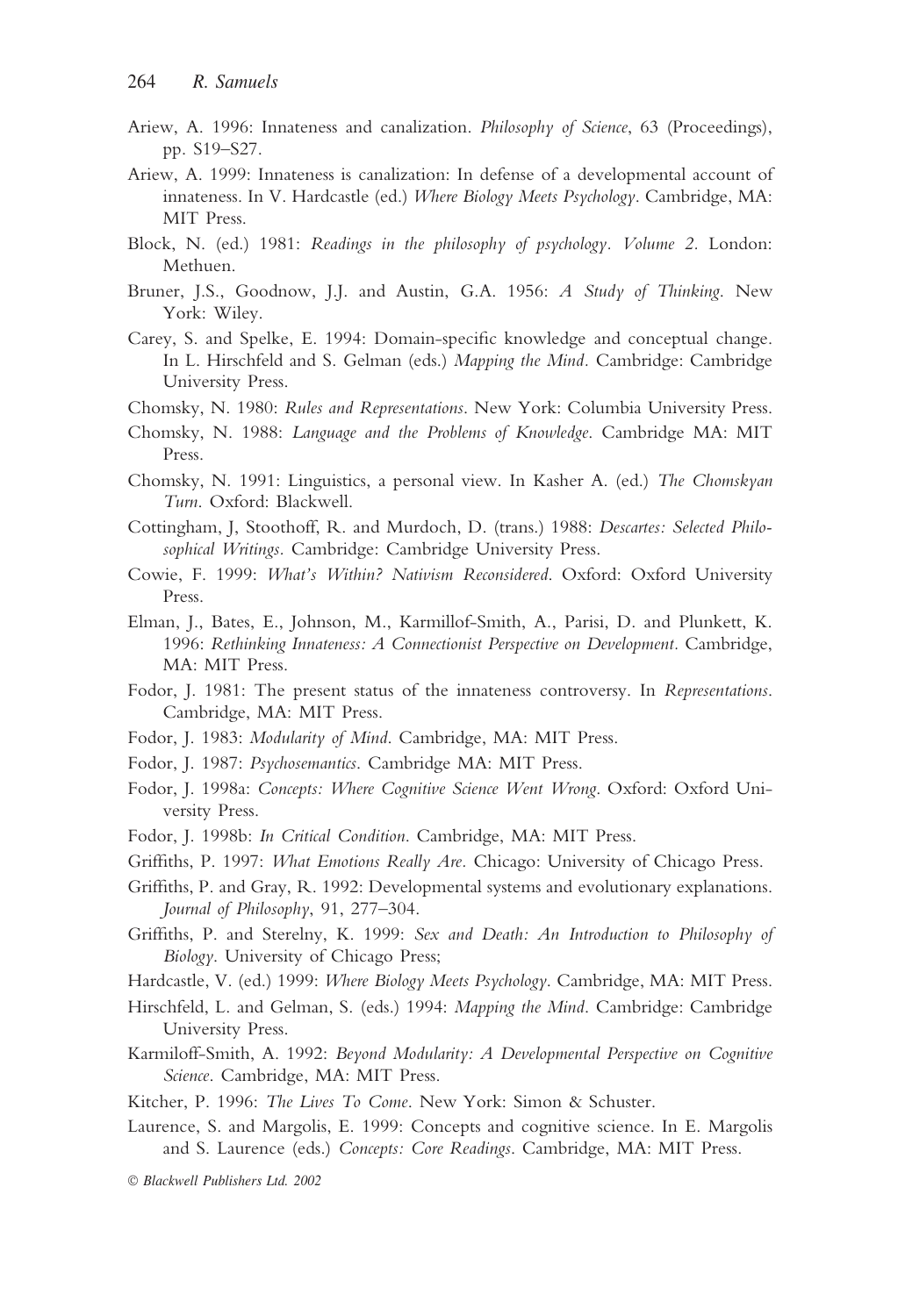Ariew, A. 1996: Innateness and canalization. *Philosophy of Science*, 63 (Proceedings), pp. S19–S27.

Ariew, A. 1999: Innateness is canalization: In defense of a developmental account of innateness. In V. Hardcastle (ed.) *Where Biology Meets Psychology*. Cambridge, MA: MIT Press.

Block, N. (ed.) 1981: *Readings in the philosophy of psychology. Volume 2.* London: Methuen.

Bruner, J.S., Goodnow, J.J. and Austin, G.A. 1956: *A Study of Thinking.* New York: Wiley.

Carey, S. and Spelke, E. 1994: Domain-specific knowledge and conceptual change. In L. Hirschfeld and S. Gelman (eds.) *Mapping the Mind.* Cambridge: Cambridge University Press.

Chomsky, N. 1980: *Rules and Representations*. New York: Columbia University Press.

Chomsky, N. 1988: *Language and the Problems of Knowledge*. Cambridge MA: MIT Press.

Chomsky, N. 1991: Linguistics, a personal view. In Kasher A. (ed.) *The Chomskyan Turn*. Oxford: Blackwell.

Cottingham, J, Stoothoff, R. and Murdoch, D. (trans.) 1988: *Descartes: Selected Philosophical Writings*. Cambridge: Cambridge University Press.

Cowie, F. 1999: *What's Within? Nativism Reconsidered*. Oxford: Oxford University Press.

Elman, J., Bates, E., Johnson, M., Karmillof-Smith, A., Parisi, D. and Plunkett, K. 1996: *Rethinking Innateness: A Connectionist Perspective on Development*. Cambridge, MA: MIT Press.

Fodor, J. 1981: The present status of the innateness controversy. In *Representations*. Cambridge, MA: MIT Press.

Fodor, J. 1983: *Modularity of Mind*. Cambridge, MA: MIT Press.

Fodor, J. 1987: *Psychosemantics*. Cambridge MA: MIT Press.

Fodor, J. 1998a: *Concepts: Where Cognitive Science Went Wrong*. Oxford: Oxford University Press.

Fodor, J. 1998b: *In Critical Condition*. Cambridge, MA: MIT Press.

Griffiths, P. 1997: *What Emotions Really Are*. Chicago: University of Chicago Press.

Griffiths, P. and Gray, R. 1992: Developmental systems and evolutionary explanations. *Journal of Philosophy*, 91, 277–304.

Griffiths, P. and Sterelny, K. 1999: *Sex and Death: An Introduction to Philosophy of Biology*. University of Chicago Press;

Hardcastle, V. (ed.) 1999: *Where Biology Meets Psychology*. Cambridge, MA: MIT Press.

Hirschfeld, L. and Gelman, S. (eds.) 1994: *Mapping the Mind*. Cambridge: Cambridge University Press.

Karmiloff-Smith, A. 1992: *Beyond Modularity: A Developmental Perspective on Cognitive Science*. Cambridge, MA: MIT Press.

Kitcher, P. 1996: *The Lives To Come*. New York: Simon & Schuster.

Laurence, S. and Margolis, E. 1999: Concepts and cognitive science. In E. Margolis and S. Laurence (eds.) *Concepts: Core Readings*. Cambridge, MA: MIT Press.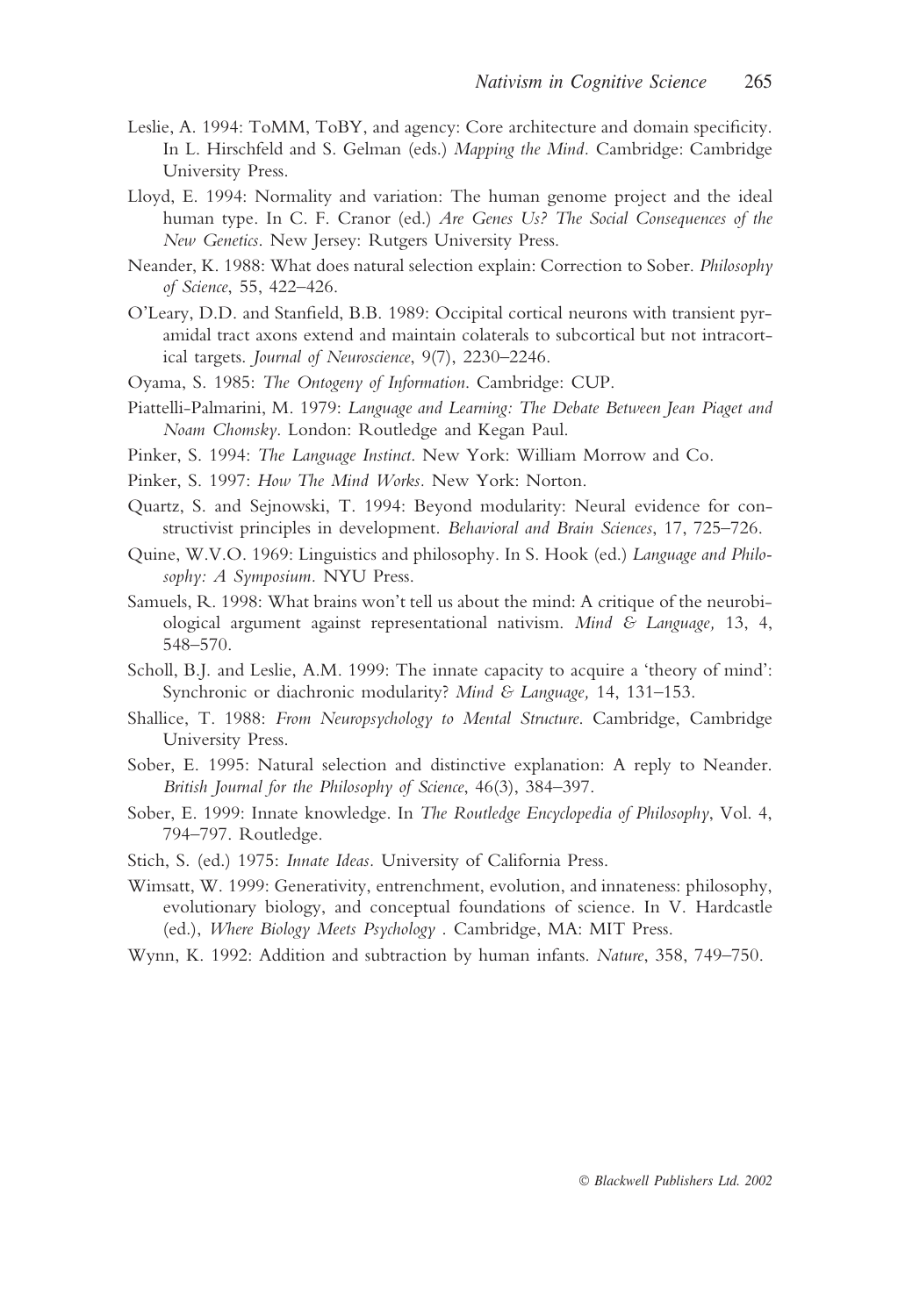Leslie, A. 1994: ToMM, ToBY, and agency: Core architecture and domain specificity. In L. Hirschfeld and S. Gelman (eds.) *Mapping the Mind.* Cambridge: Cambridge University Press.

Lloyd, E. 1994: Normality and variation: The human genome project and the ideal human type. In C. F. Cranor (ed.) *Are Genes Us? The Social Consequences of the New Genetics*. New Jersey: Rutgers University Press.

Neander, K. 1988: What does natural selection explain: Correction to Sober. *Philosophy of Science*, 55, 422–426.

O'Leary, D.D. and Stanfield, B.B. 1989: Occipital cortical neurons with transient pyramidal tract axons extend and maintain colaterals to subcortical but not intracortical targets. *Journal of Neuroscience*, 9(7), 2230–2246.

Oyama, S. 1985: *The Ontogeny of Information*. Cambridge: CUP.

Piattelli-Palmarini, M. 1979: *Language and Learning: The Debate Between Jean Piaget and Noam Chomsky*. London: Routledge and Kegan Paul.

Pinker, S. 1994: *The Language Instinct*. New York: William Morrow and Co.

Pinker, S. 1997: *How The Mind Works.* New York: Norton.

Quartz, S. and Sejnowski, T. 1994: Beyond modularity: Neural evidence for constructivist principles in development. *Behavioral and Brain Sciences*, 17, 725–726.

Quine, W.V.O. 1969: Linguistics and philosophy. In S. Hook (ed.) *Language and Philosophy: A Symposium.* NYU Press.

Samuels, R. 1998: What brains won't tell us about the mind: A critique of the neurobiological argument against representational nativism. *Mind & Language,* 13, 4, 548–570.

Scholl, B.J. and Leslie, A.M. 1999: The innate capacity to acquire a 'theory of mind': Synchronic or diachronic modularity? *Mind & Language,* 14, 131–153.

Shallice, T. 1988: *From Neuropsychology to Mental Structure*. Cambridge, Cambridge University Press.

Sober, E. 1995: Natural selection and distinctive explanation: A reply to Neander. *British Journal for the Philosophy of Science*, 46(3), 384–397.

Sober, E. 1999: Innate knowledge. In *The Routledge Encyclopedia of Philosophy*, Vol. 4, 794–797. Routledge.

Stich, S. (ed.) 1975: *Innate Ideas*. University of California Press.

Wimsatt, W. 1999: Generativity, entrenchment, evolution, and innateness: philosophy, evolutionary biology, and conceptual foundations of science. In V. Hardcastle (ed.), *Where Biology Meets Psychology* . Cambridge, MA: MIT Press.

Wynn, K. 1992: Addition and subtraction by human infants. *Nature*, 358, 749–750.